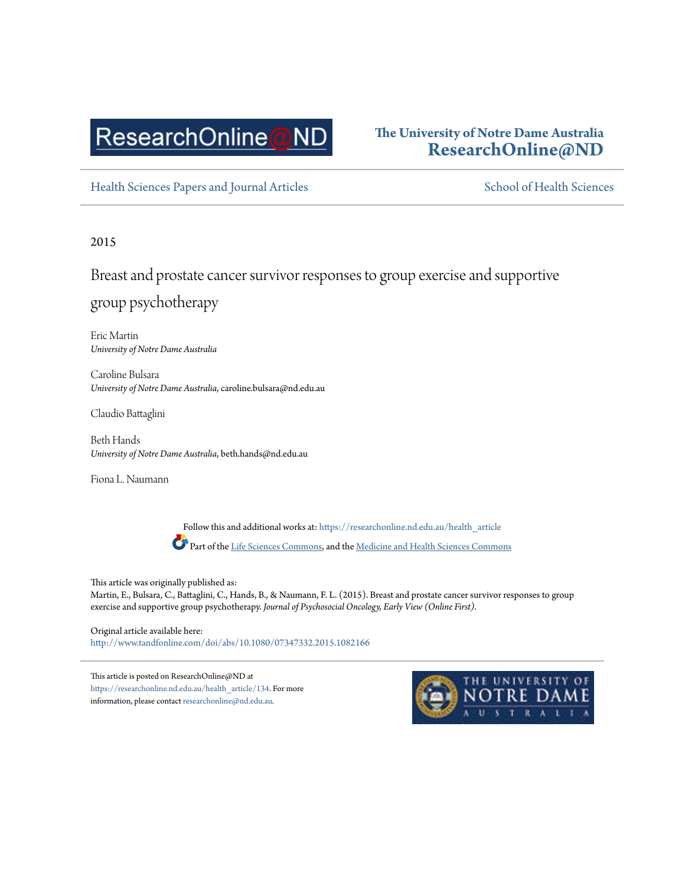ResearchOnline@ND

The University of Notre Dame Australia
ResearchOnline@ND

Health Sciences Papers and Journal Articles

School of Health Sciences

2015

# Breast and prostate cancer survivor responses to group exercise and supportive group psychotherapy

Eric Martin
*University of Notre Dame Australia*

Caroline Bulsara
*University of Notre Dame Australia*, caroline.bulsara@nd.edu.au

Claudio Battaglini

Beth Hands
*University of Notre Dame Australia*, beth.hands@nd.edu.au

Fiona L. Naumann

Follow this and additional works at: https://researchonline.nd.edu.au/health_article

Part of the Life Sciences Commons, and the Medicine and Health Sciences Commons

This article was originally published as:
Martin, E., Bulsara, C., Battaglini, C., Hands, B., & Naumann, F. L. (2015). Breast and prostate cancer survivor responses to group exercise and supportive group psychotherapy. *Journal of Psychosocial Oncology, Early View (Online First)*.

Original article available here:
http://www.tandfonline.com/doi/abs/10.1080/07347332.2015.1082166

This article is posted on ResearchOnline@ND at https://researchonline.nd.edu.au/health_article/134. For more information, please contact researchonline@nd.edu.au.

THE UNIVERSITY OF NOTRE DAME AUSTRALIA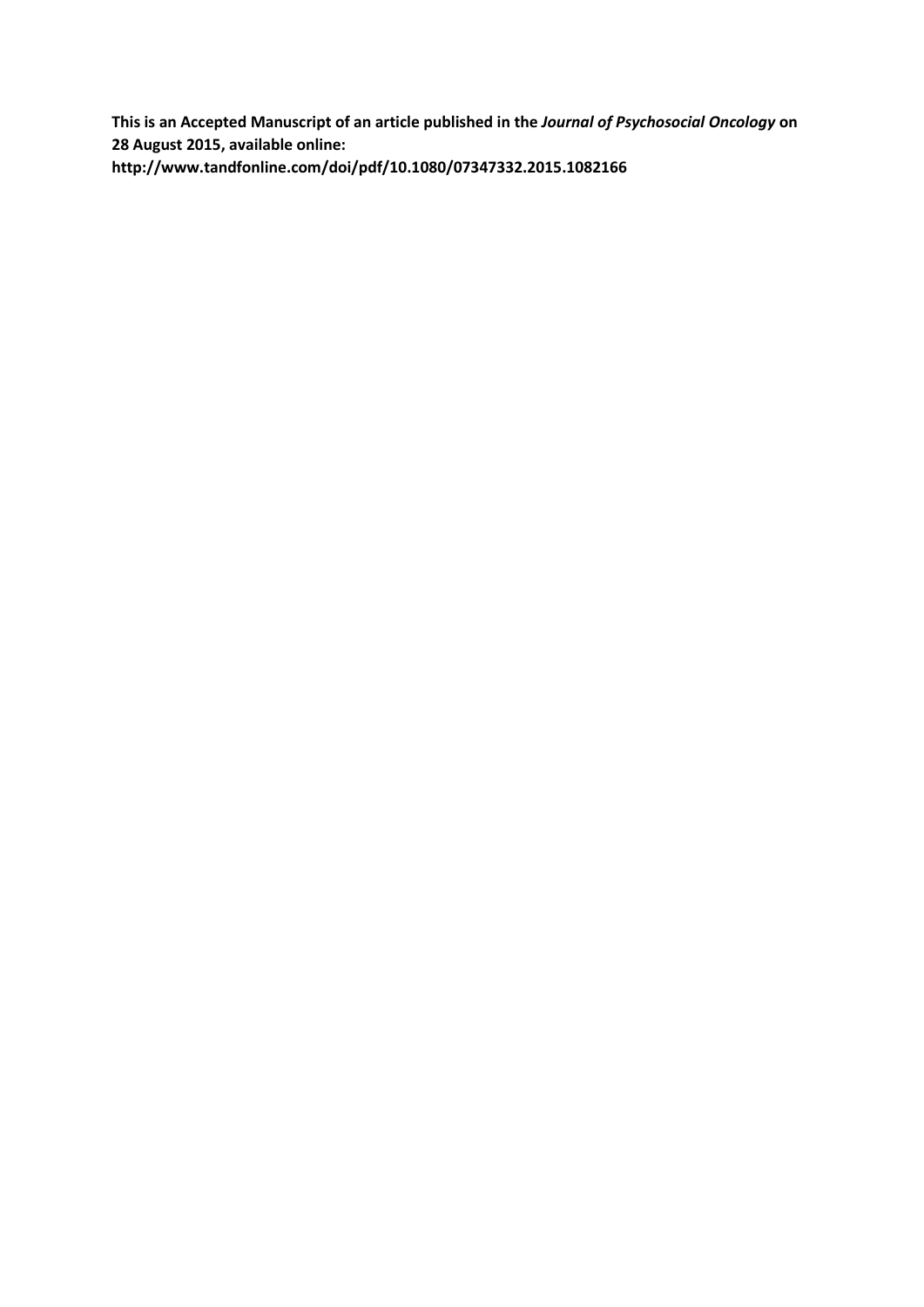**This is an Accepted Manuscript of an article published in the *Journal of Psychosocial Oncology* on 28 August 2015, available online: http://www.tandfonline.com/doi/pdf/10.1080/07347332.2015.1082166**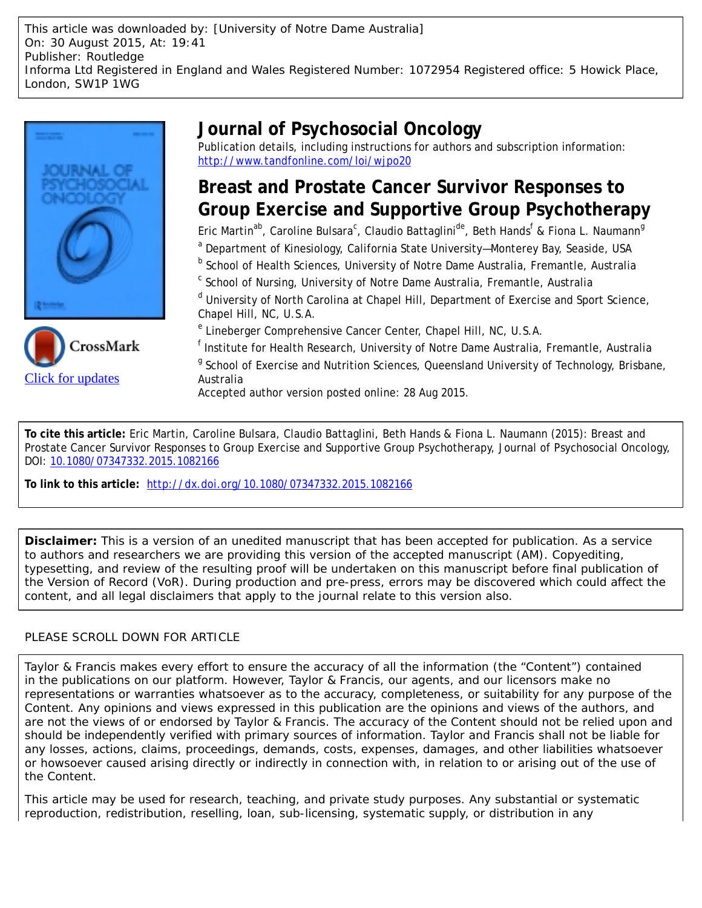This article was downloaded by: [University of Notre Dame Australia]
On: 30 August 2015, At: 19:41
Publisher: Routledge
Informa Ltd Registered in England and Wales Registered Number: 1072954 Registered office: 5 Howick Place, London, SW1P 1WG

# Journal of Psychosocial Oncology

Publication details, including instructions for authors and subscription information:
http://www.tandfonline.com/loi/wjpo20

## Breast and Prostate Cancer Survivor Responses to Group Exercise and Supportive Group Psychotherapy

Eric Martin[ab], Caroline Bulsara[c], Claudio Battaglini[de], Beth Hands[f] & Fiona L. Naumann[g]

[a] Department of Kinesiology, California State University—Monterey Bay, Seaside, USA

[b] School of Health Sciences, University of Notre Dame Australia, Fremantle, Australia

[c] School of Nursing, University of Notre Dame Australia, Fremantle, Australia

[d] University of North Carolina at Chapel Hill, Department of Exercise and Sport Science, Chapel Hill, NC, U.S.A.

[e] Lineberger Comprehensive Cancer Center, Chapel Hill, NC, U.S.A.

[f] Institute for Health Research, University of Notre Dame Australia, Fremantle, Australia

[g] School of Exercise and Nutrition Sciences, Queensland University of Technology, Brisbane, Australia

Accepted author version posted online: 28 Aug 2015.

CrossMark
Click for updates

**To cite this article:** Eric Martin, Caroline Bulsara, Claudio Battaglini, Beth Hands & Fiona L. Naumann (2015): Breast and Prostate Cancer Survivor Responses to Group Exercise and Supportive Group Psychotherapy, Journal of Psychosocial Oncology, DOI: 10.1080/07347332.2015.1082166

**To link to this article:** http://dx.doi.org/10.1080/07347332.2015.1082166

**Disclaimer:** This is a version of an unedited manuscript that has been accepted for publication. As a service to authors and researchers we are providing this version of the accepted manuscript (AM). Copyediting, typesetting, and review of the resulting proof will be undertaken on this manuscript before final publication of the Version of Record (VoR). During production and pre-press, errors may be discovered which could affect the content, and all legal disclaimers that apply to the journal relate to this version also.

PLEASE SCROLL DOWN FOR ARTICLE

Taylor & Francis makes every effort to ensure the accuracy of all the information (the "Content") contained in the publications on our platform. However, Taylor & Francis, our agents, and our licensors make no representations or warranties whatsoever as to the accuracy, completeness, or suitability for any purpose of the Content. Any opinions and views expressed in this publication are the opinions and views of the authors, and are not the views of or endorsed by Taylor & Francis. The accuracy of the Content should not be relied upon and should be independently verified with primary sources of information. Taylor and Francis shall not be liable for any losses, actions, claims, proceedings, demands, costs, expenses, damages, and other liabilities whatsoever or howsoever caused arising directly or indirectly in connection with, in relation to or arising out of the use of the Content.

This article may be used for research, teaching, and private study purposes. Any substantial or systematic reproduction, redistribution, reselling, loan, sub-licensing, systematic supply, or distribution in any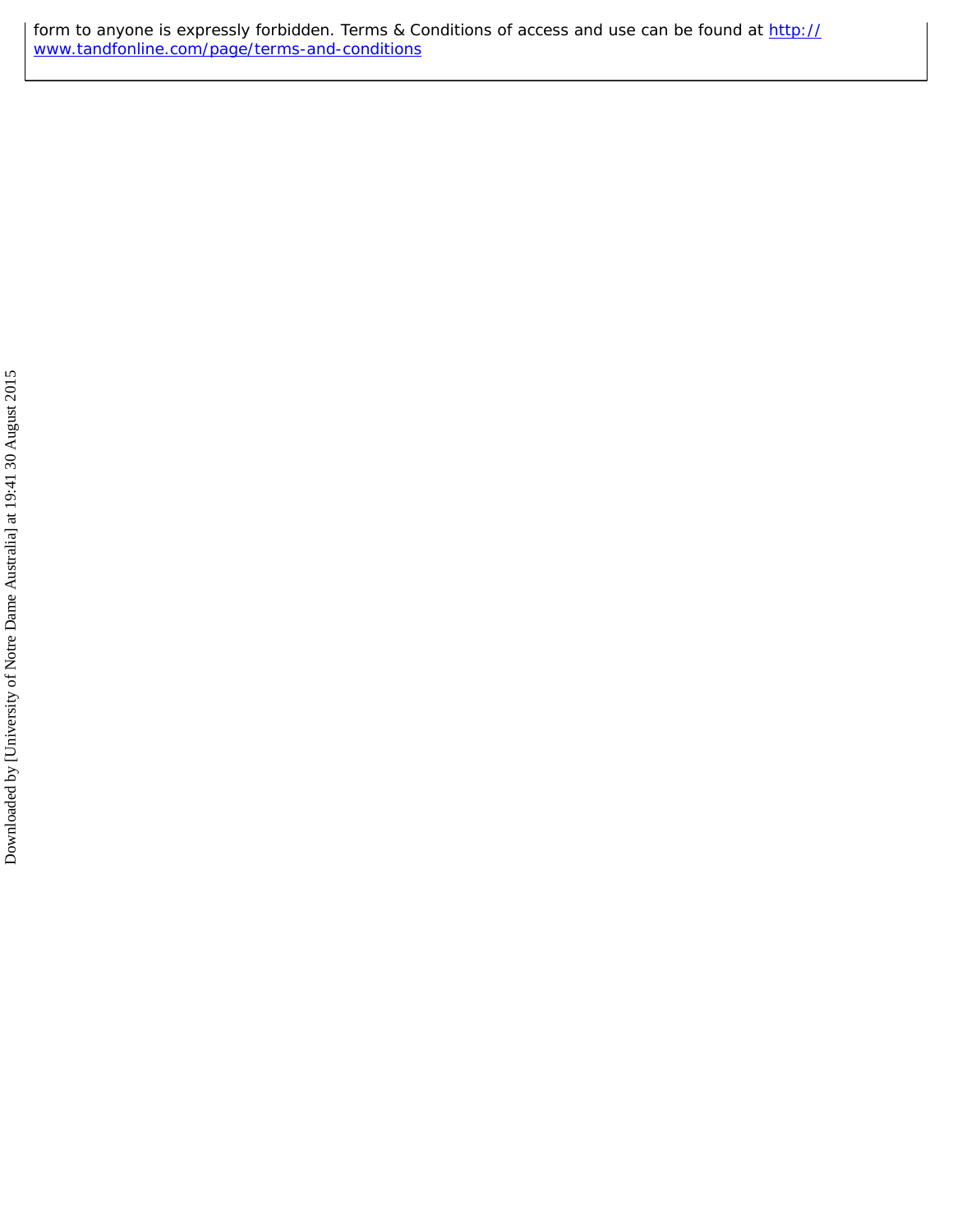form to anyone is expressly forbidden. Terms & Conditions of access and use can be found at http://www.tandfonline.com/page/terms-and-conditions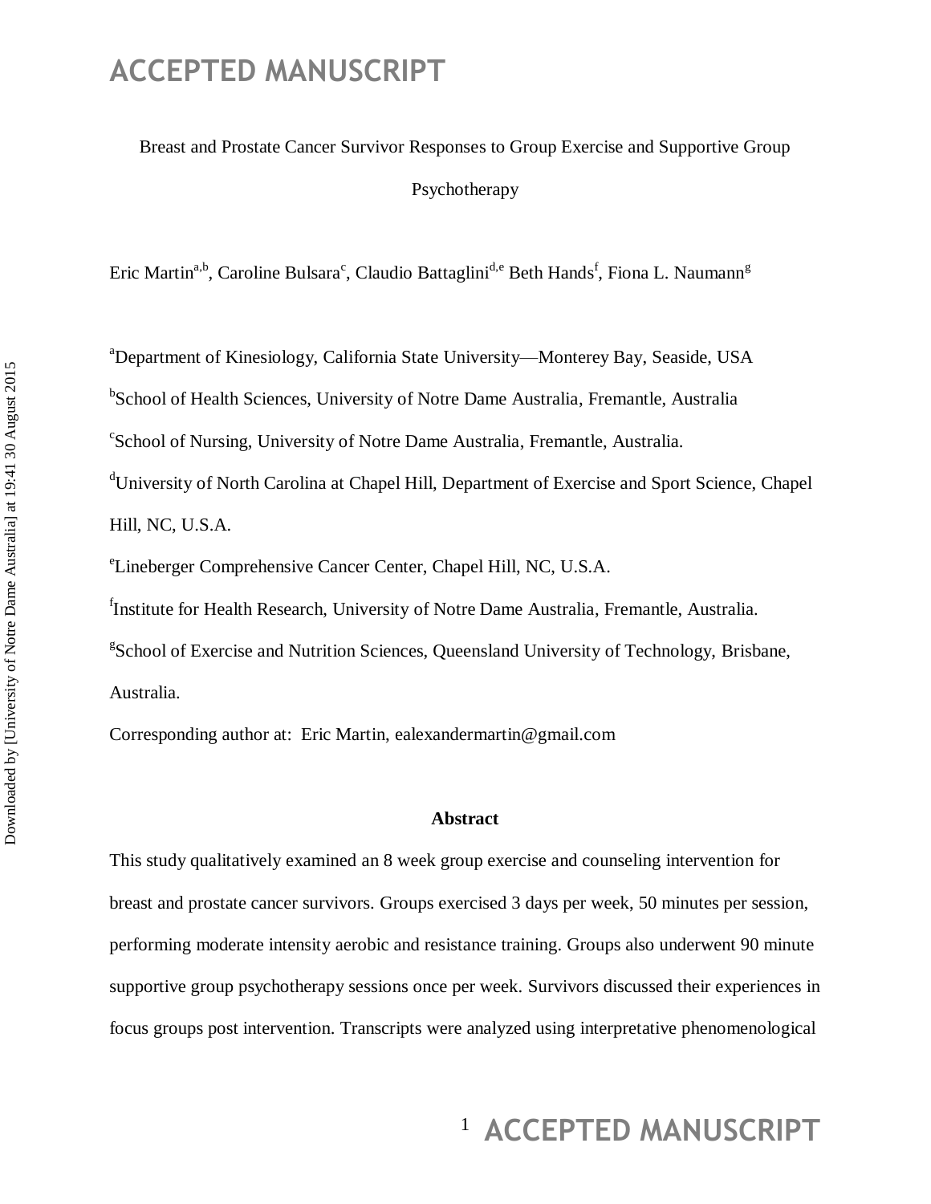Breast and Prostate Cancer Survivor Responses to Group Exercise and Supportive Group Psychotherapy

Eric Martin[a,b], Caroline Bulsara[c], Claudio Battaglini[d,e] Beth Hands[f], Fiona L. Naumann[g]

[a]Department of Kinesiology, California State University—Monterey Bay, Seaside, USA

[b]School of Health Sciences, University of Notre Dame Australia, Fremantle, Australia

[c]School of Nursing, University of Notre Dame Australia, Fremantle, Australia.

[d]University of North Carolina at Chapel Hill, Department of Exercise and Sport Science, Chapel Hill, NC, U.S.A.

[e]Lineberger Comprehensive Cancer Center, Chapel Hill, NC, U.S.A.

[f]Institute for Health Research, University of Notre Dame Australia, Fremantle, Australia.

[g]School of Exercise and Nutrition Sciences, Queensland University of Technology, Brisbane, Australia.

Corresponding author at: Eric Martin, ealexandermartin@gmail.com

**Abstract**

This study qualitatively examined an 8 week group exercise and counseling intervention for breast and prostate cancer survivors. Groups exercised 3 days per week, 50 minutes per session, performing moderate intensity aerobic and resistance training. Groups also underwent 90 minute supportive group psychotherapy sessions once per week. Survivors discussed their experiences in focus groups post intervention. Transcripts were analyzed using interpretative phenomenological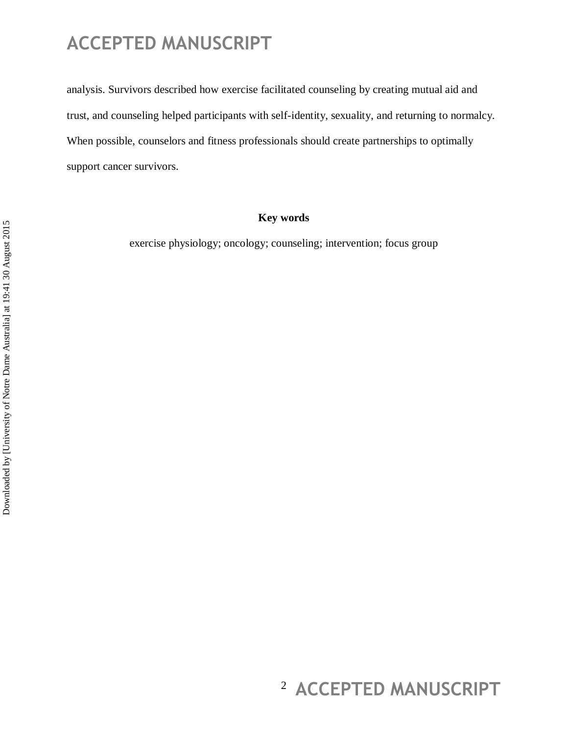analysis. Survivors described how exercise facilitated counseling by creating mutual aid and trust, and counseling helped participants with self-identity, sexuality, and returning to normalcy. When possible, counselors and fitness professionals should create partnerships to optimally support cancer survivors.

**Key words**

exercise physiology; oncology; counseling; intervention; focus group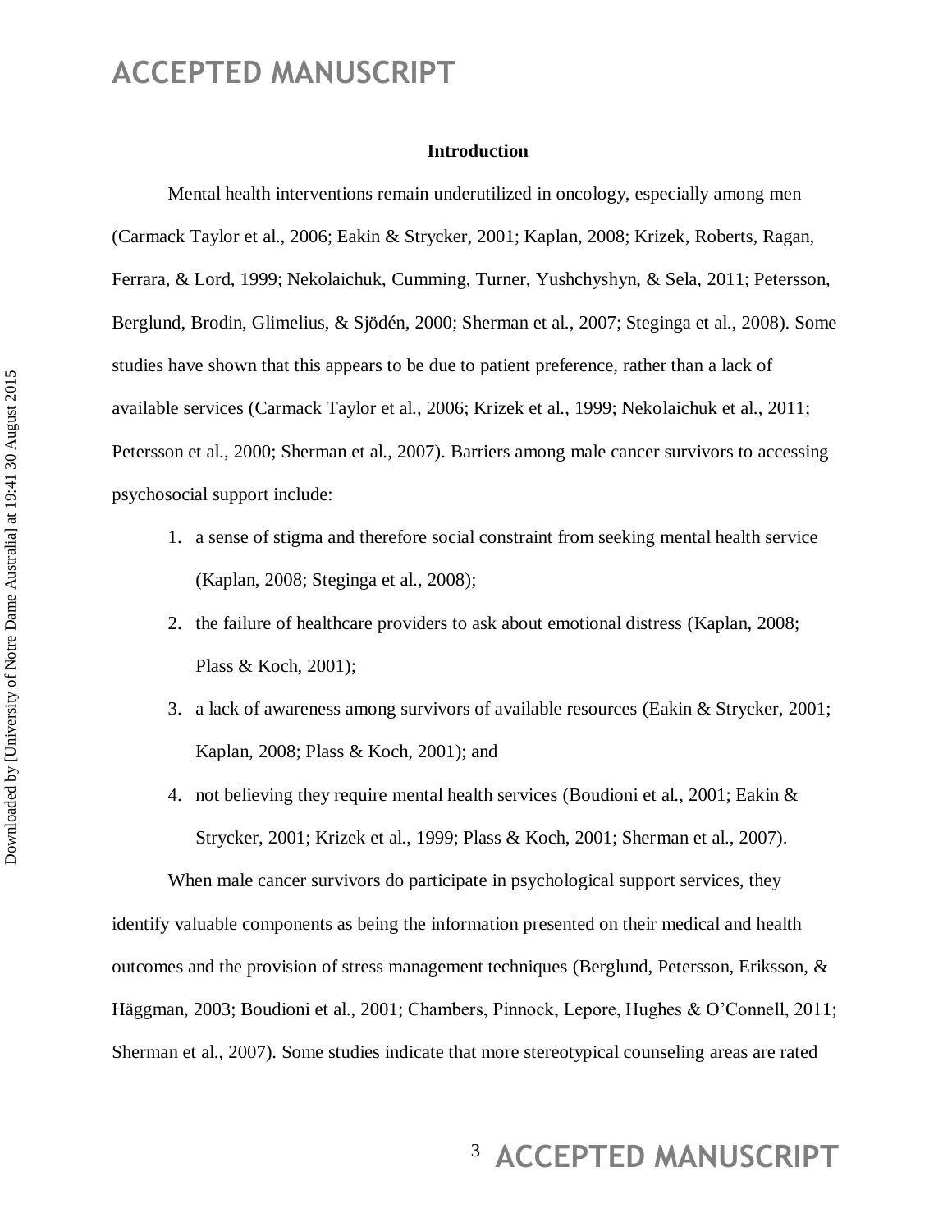## Introduction

Mental health interventions remain underutilized in oncology, especially among men (Carmack Taylor et al., 2006; Eakin & Strycker, 2001; Kaplan, 2008; Krizek, Roberts, Ragan, Ferrara, & Lord, 1999; Nekolaichuk, Cumming, Turner, Yushchyshyn, & Sela, 2011; Petersson, Berglund, Brodin, Glimelius, & Sjödén, 2000; Sherman et al., 2007; Steginga et al., 2008). Some studies have shown that this appears to be due to patient preference, rather than a lack of available services (Carmack Taylor et al., 2006; Krizek et al., 1999; Nekolaichuk et al., 2011; Petersson et al., 2000; Sherman et al., 2007). Barriers among male cancer survivors to accessing psychosocial support include:

1. a sense of stigma and therefore social constraint from seeking mental health service (Kaplan, 2008; Steginga et al., 2008);
2. the failure of healthcare providers to ask about emotional distress (Kaplan, 2008; Plass & Koch, 2001);
3. a lack of awareness among survivors of available resources (Eakin & Strycker, 2001; Kaplan, 2008; Plass & Koch, 2001); and
4. not believing they require mental health services (Boudioni et al., 2001; Eakin & Strycker, 2001; Krizek et al., 1999; Plass & Koch, 2001; Sherman et al., 2007).

When male cancer survivors do participate in psychological support services, they identify valuable components as being the information presented on their medical and health outcomes and the provision of stress management techniques (Berglund, Petersson, Eriksson, & Häggman, 2003; Boudioni et al., 2001; Chambers, Pinnock, Lepore, Hughes & O'Connell, 2011; Sherman et al., 2007). Some studies indicate that more stereotypical counseling areas are rated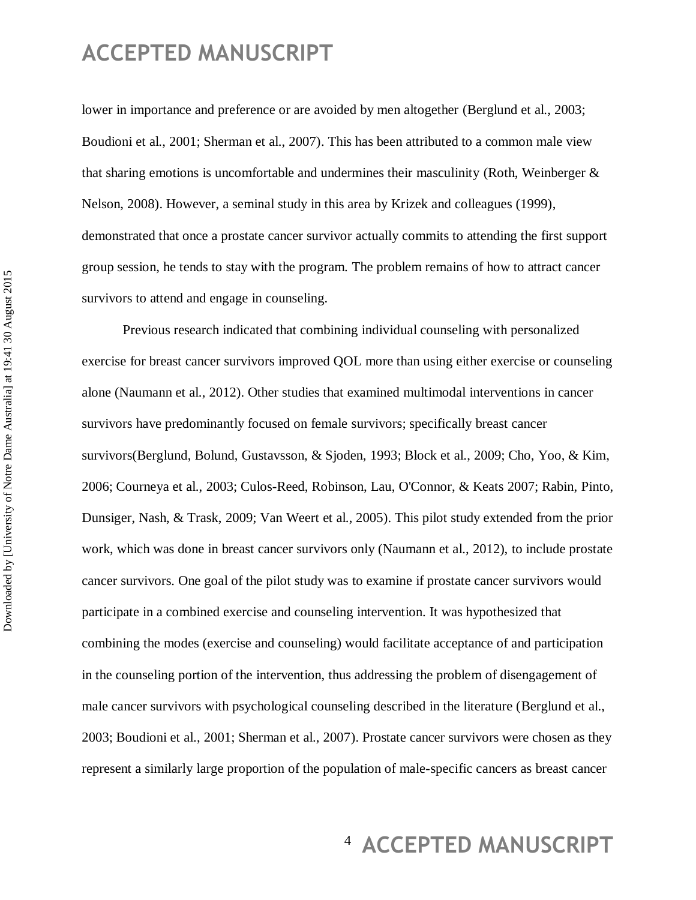lower in importance and preference or are avoided by men altogether (Berglund et al., 2003; Boudioni et al., 2001; Sherman et al., 2007). This has been attributed to a common male view that sharing emotions is uncomfortable and undermines their masculinity (Roth, Weinberger & Nelson, 2008). However, a seminal study in this area by Krizek and colleagues (1999), demonstrated that once a prostate cancer survivor actually commits to attending the first support group session, he tends to stay with the program. The problem remains of how to attract cancer survivors to attend and engage in counseling.

Previous research indicated that combining individual counseling with personalized exercise for breast cancer survivors improved QOL more than using either exercise or counseling alone (Naumann et al., 2012). Other studies that examined multimodal interventions in cancer survivors have predominantly focused on female survivors; specifically breast cancer survivors(Berglund, Bolund, Gustavsson, & Sjoden, 1993; Block et al., 2009; Cho, Yoo, & Kim, 2006; Courneya et al., 2003; Culos-Reed, Robinson, Lau, O'Connor, & Keats 2007; Rabin, Pinto, Dunsiger, Nash, & Trask, 2009; Van Weert et al., 2005). This pilot study extended from the prior work, which was done in breast cancer survivors only (Naumann et al., 2012), to include prostate cancer survivors. One goal of the pilot study was to examine if prostate cancer survivors would participate in a combined exercise and counseling intervention. It was hypothesized that combining the modes (exercise and counseling) would facilitate acceptance of and participation in the counseling portion of the intervention, thus addressing the problem of disengagement of male cancer survivors with psychological counseling described in the literature (Berglund et al., 2003; Boudioni et al., 2001; Sherman et al., 2007). Prostate cancer survivors were chosen as they represent a similarly large proportion of the population of male-specific cancers as breast cancer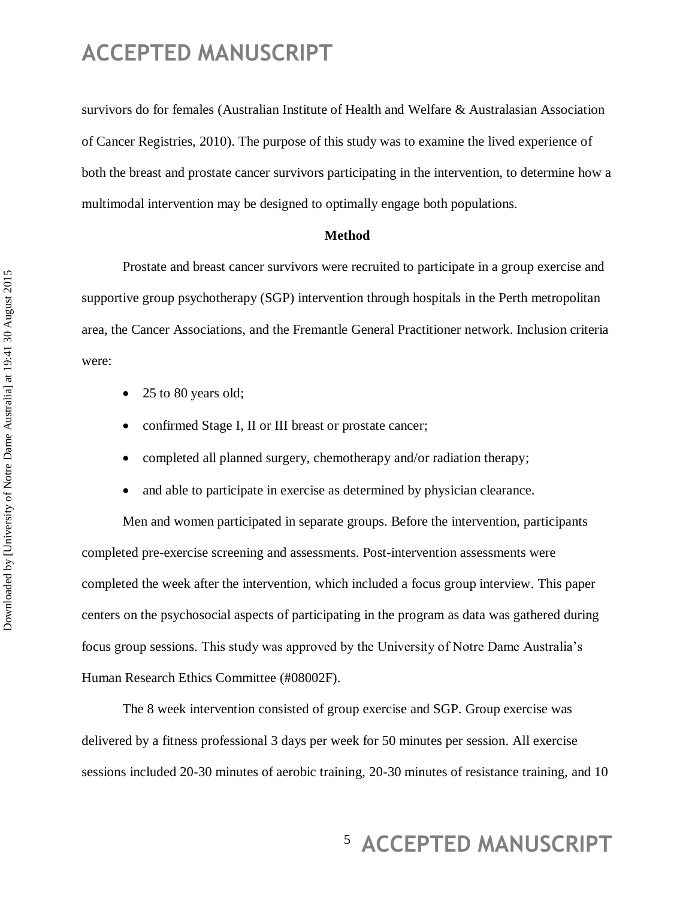survivors do for females (Australian Institute of Health and Welfare & Australasian Association of Cancer Registries, 2010). The purpose of this study was to examine the lived experience of both the breast and prostate cancer survivors participating in the intervention, to determine how a multimodal intervention may be designed to optimally engage both populations.

## Method

Prostate and breast cancer survivors were recruited to participate in a group exercise and supportive group psychotherapy (SGP) intervention through hospitals in the Perth metropolitan area, the Cancer Associations, and the Fremantle General Practitioner network. Inclusion criteria were:

- 25 to 80 years old;
- confirmed Stage I, II or III breast or prostate cancer;
- completed all planned surgery, chemotherapy and/or radiation therapy;
- and able to participate in exercise as determined by physician clearance.

Men and women participated in separate groups. Before the intervention, participants completed pre-exercise screening and assessments. Post-intervention assessments were completed the week after the intervention, which included a focus group interview. This paper centers on the psychosocial aspects of participating in the program as data was gathered during focus group sessions. This study was approved by the University of Notre Dame Australia's Human Research Ethics Committee (#08002F).

The 8 week intervention consisted of group exercise and SGP. Group exercise was delivered by a fitness professional 3 days per week for 50 minutes per session. All exercise sessions included 20-30 minutes of aerobic training, 20-30 minutes of resistance training, and 10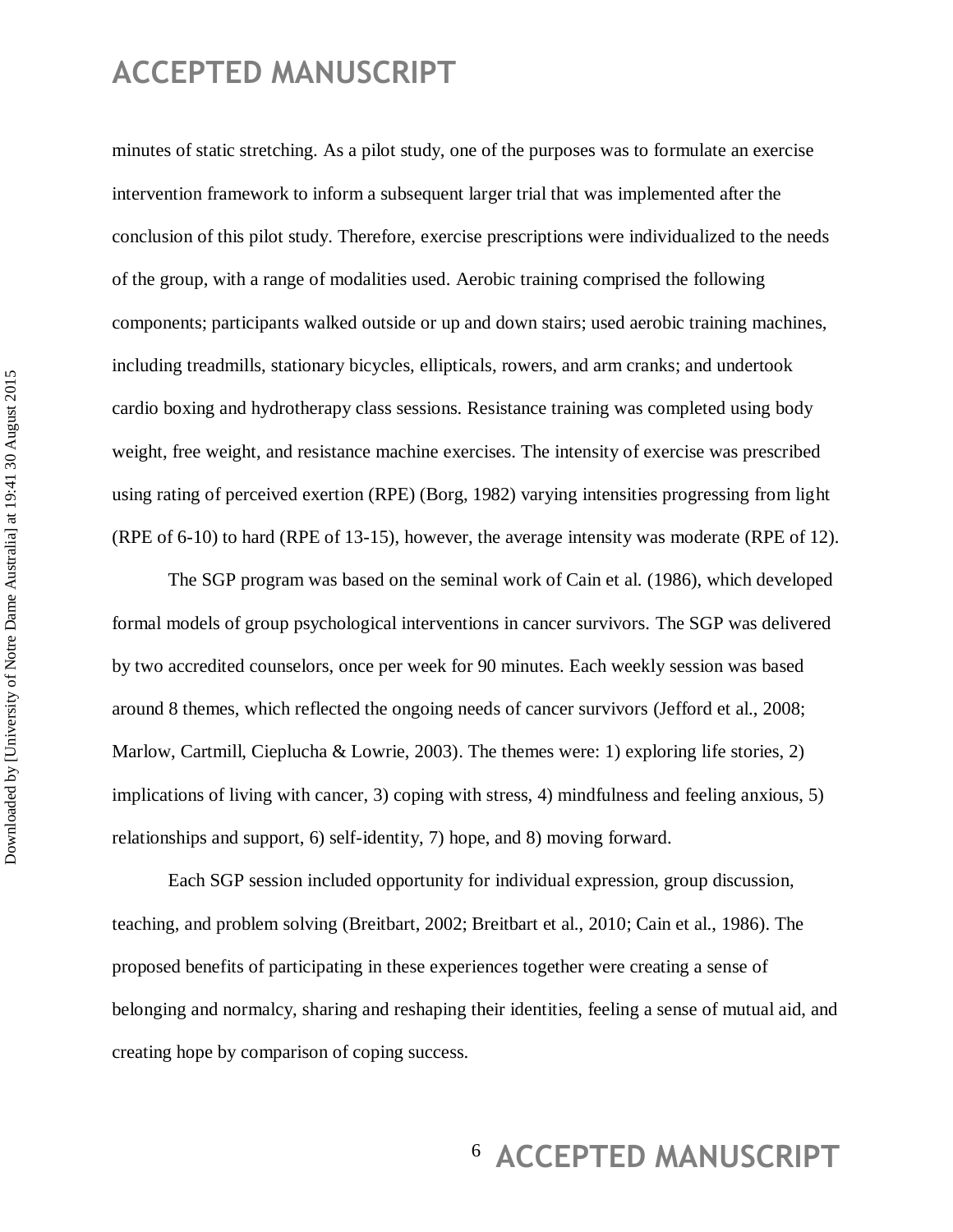minutes of static stretching. As a pilot study, one of the purposes was to formulate an exercise intervention framework to inform a subsequent larger trial that was implemented after the conclusion of this pilot study. Therefore, exercise prescriptions were individualized to the needs of the group, with a range of modalities used. Aerobic training comprised the following components; participants walked outside or up and down stairs; used aerobic training machines, including treadmills, stationary bicycles, ellipticals, rowers, and arm cranks; and undertook cardio boxing and hydrotherapy class sessions. Resistance training was completed using body weight, free weight, and resistance machine exercises. The intensity of exercise was prescribed using rating of perceived exertion (RPE) (Borg, 1982) varying intensities progressing from light (RPE of 6-10) to hard (RPE of 13-15), however, the average intensity was moderate (RPE of 12).

The SGP program was based on the seminal work of Cain et al. (1986), which developed formal models of group psychological interventions in cancer survivors. The SGP was delivered by two accredited counselors, once per week for 90 minutes. Each weekly session was based around 8 themes, which reflected the ongoing needs of cancer survivors (Jefford et al., 2008; Marlow, Cartmill, Cieplucha & Lowrie, 2003). The themes were: 1) exploring life stories, 2) implications of living with cancer, 3) coping with stress, 4) mindfulness and feeling anxious, 5) relationships and support, 6) self-identity, 7) hope, and 8) moving forward.

Each SGP session included opportunity for individual expression, group discussion, teaching, and problem solving (Breitbart, 2002; Breitbart et al., 2010; Cain et al., 1986). The proposed benefits of participating in these experiences together were creating a sense of belonging and normalcy, sharing and reshaping their identities, feeling a sense of mutual aid, and creating hope by comparison of coping success.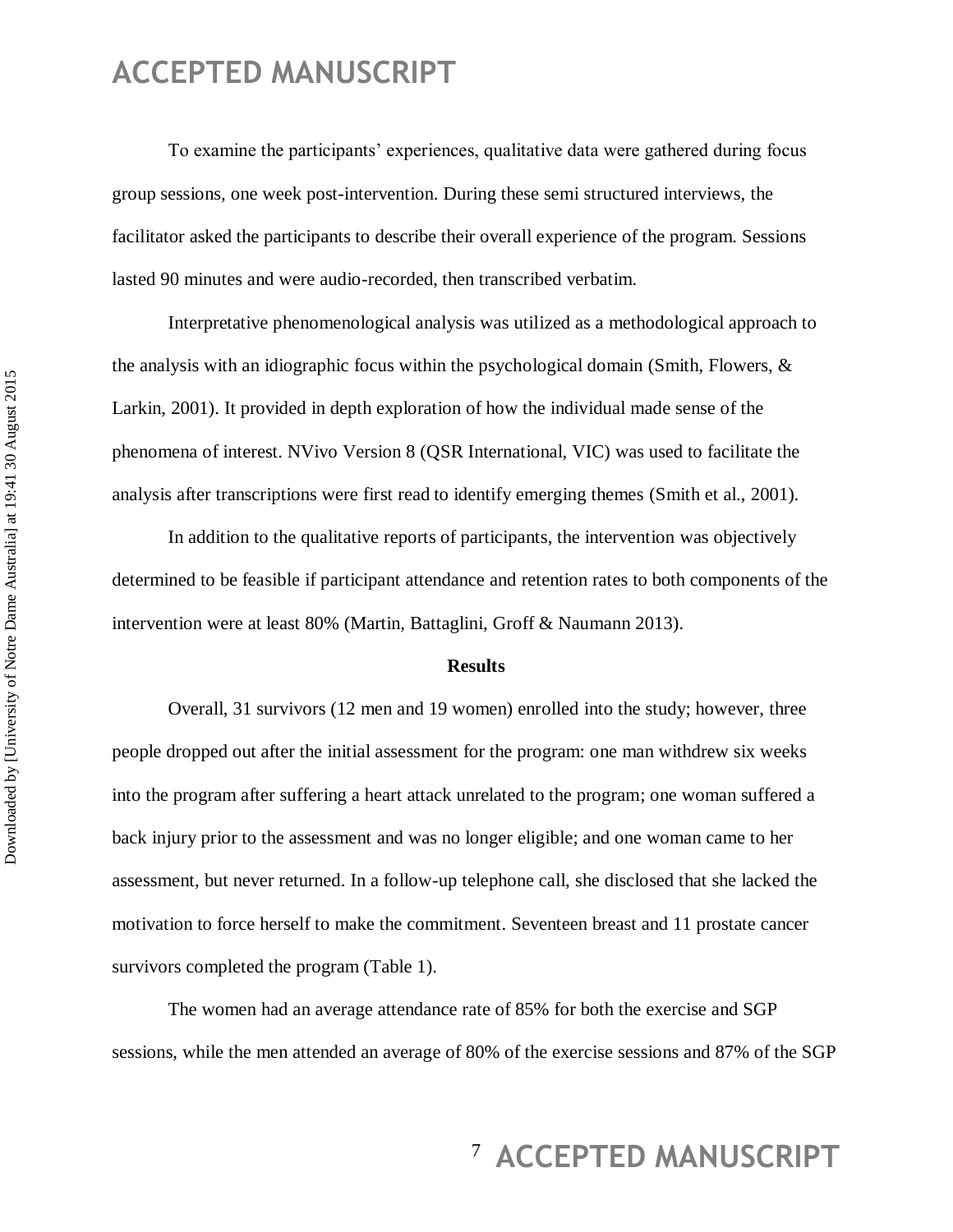To examine the participants' experiences, qualitative data were gathered during focus group sessions, one week post-intervention. During these semi structured interviews, the facilitator asked the participants to describe their overall experience of the program. Sessions lasted 90 minutes and were audio-recorded, then transcribed verbatim.

Interpretative phenomenological analysis was utilized as a methodological approach to the analysis with an idiographic focus within the psychological domain (Smith, Flowers, & Larkin, 2001). It provided in depth exploration of how the individual made sense of the phenomena of interest. NVivo Version 8 (QSR International, VIC) was used to facilitate the analysis after transcriptions were first read to identify emerging themes (Smith et al., 2001).

In addition to the qualitative reports of participants, the intervention was objectively determined to be feasible if participant attendance and retention rates to both components of the intervention were at least 80% (Martin, Battaglini, Groff & Naumann 2013).

## Results

Overall, 31 survivors (12 men and 19 women) enrolled into the study; however, three people dropped out after the initial assessment for the program: one man withdrew six weeks into the program after suffering a heart attack unrelated to the program; one woman suffered a back injury prior to the assessment and was no longer eligible; and one woman came to her assessment, but never returned. In a follow-up telephone call, she disclosed that she lacked the motivation to force herself to make the commitment. Seventeen breast and 11 prostate cancer survivors completed the program (Table 1).

The women had an average attendance rate of 85% for both the exercise and SGP sessions, while the men attended an average of 80% of the exercise sessions and 87% of the SGP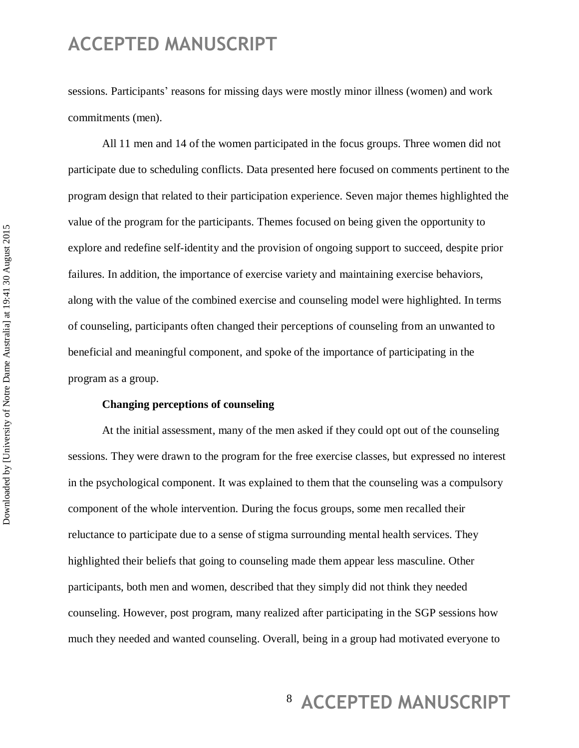sessions. Participants' reasons for missing days were mostly minor illness (women) and work commitments (men).

All 11 men and 14 of the women participated in the focus groups. Three women did not participate due to scheduling conflicts. Data presented here focused on comments pertinent to the program design that related to their participation experience. Seven major themes highlighted the value of the program for the participants. Themes focused on being given the opportunity to explore and redefine self-identity and the provision of ongoing support to succeed, despite prior failures. In addition, the importance of exercise variety and maintaining exercise behaviors, along with the value of the combined exercise and counseling model were highlighted. In terms of counseling, participants often changed their perceptions of counseling from an unwanted to beneficial and meaningful component, and spoke of the importance of participating in the program as a group.

**Changing perceptions of counseling**

At the initial assessment, many of the men asked if they could opt out of the counseling sessions. They were drawn to the program for the free exercise classes, but expressed no interest in the psychological component. It was explained to them that the counseling was a compulsory component of the whole intervention. During the focus groups, some men recalled their reluctance to participate due to a sense of stigma surrounding mental health services. They highlighted their beliefs that going to counseling made them appear less masculine. Other participants, both men and women, described that they simply did not think they needed counseling. However, post program, many realized after participating in the SGP sessions how much they needed and wanted counseling. Overall, being in a group had motivated everyone to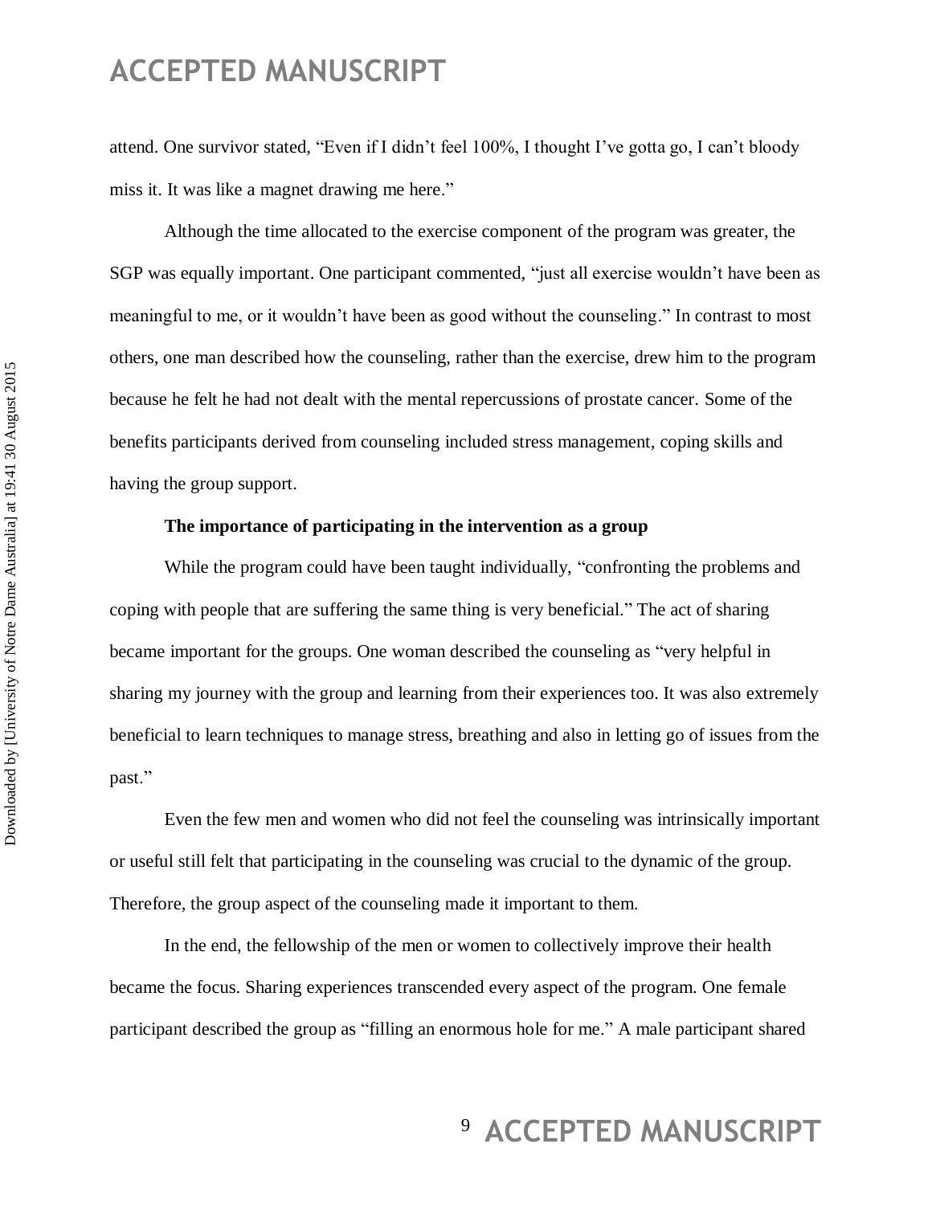attend. One survivor stated, “Even if I didn’t feel 100%, I thought I’ve gotta go, I can’t bloody miss it. It was like a magnet drawing me here.”

Although the time allocated to the exercise component of the program was greater, the SGP was equally important. One participant commented, “just all exercise wouldn’t have been as meaningful to me, or it wouldn’t have been as good without the counseling.” In contrast to most others, one man described how the counseling, rather than the exercise, drew him to the program because he felt he had not dealt with the mental repercussions of prostate cancer. Some of the benefits participants derived from counseling included stress management, coping skills and having the group support.

**The importance of participating in the intervention as a group**

While the program could have been taught individually, “confronting the problems and coping with people that are suffering the same thing is very beneficial.” The act of sharing became important for the groups. One woman described the counseling as “very helpful in sharing my journey with the group and learning from their experiences too. It was also extremely beneficial to learn techniques to manage stress, breathing and also in letting go of issues from the past.”

Even the few men and women who did not feel the counseling was intrinsically important or useful still felt that participating in the counseling was crucial to the dynamic of the group. Therefore, the group aspect of the counseling made it important to them.

In the end, the fellowship of the men or women to collectively improve their health became the focus. Sharing experiences transcended every aspect of the program. One female participant described the group as “filling an enormous hole for me.” A male participant shared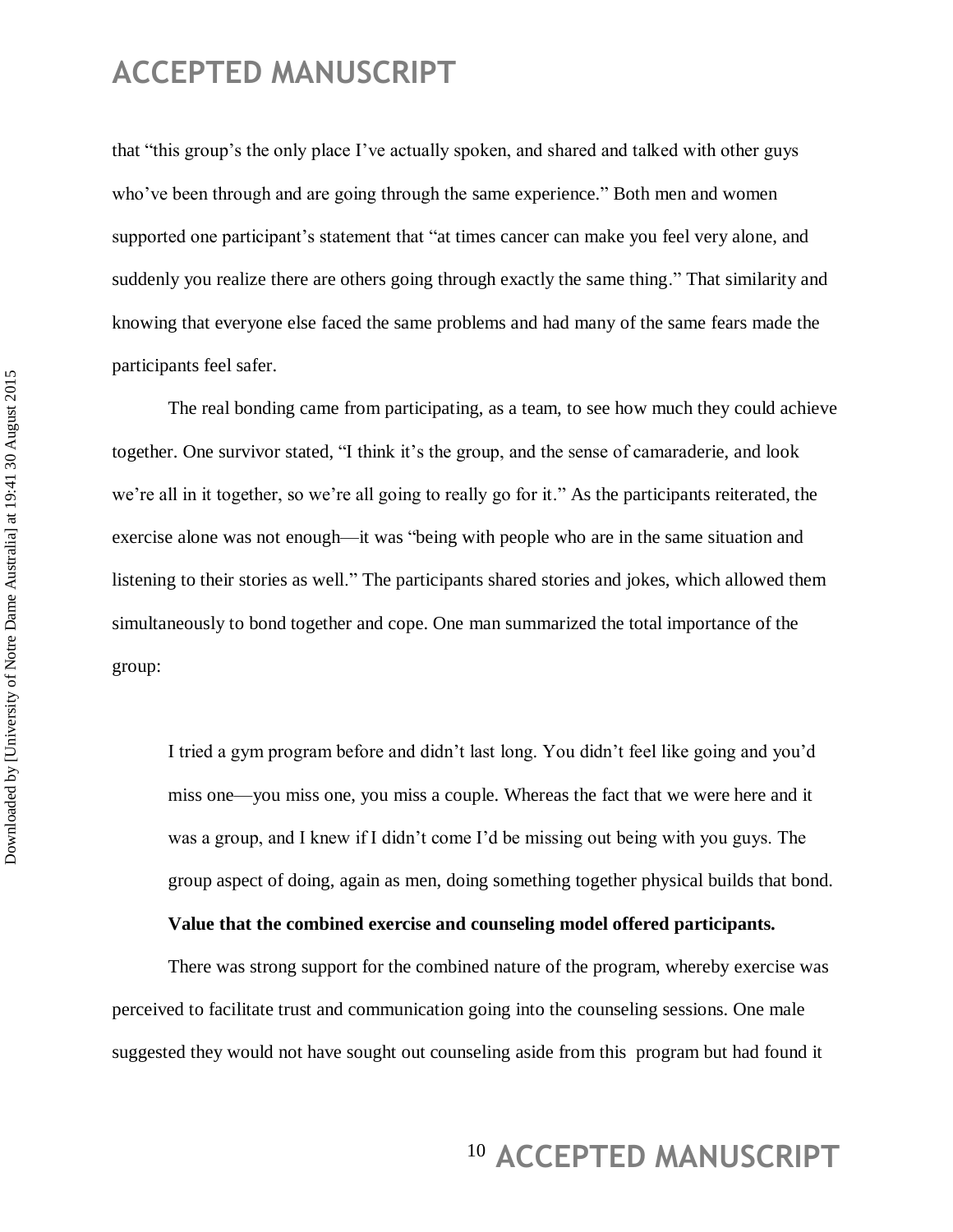that "this group's the only place I've actually spoken, and shared and talked with other guys who've been through and are going through the same experience." Both men and women supported one participant's statement that "at times cancer can make you feel very alone, and suddenly you realize there are others going through exactly the same thing." That similarity and knowing that everyone else faced the same problems and had many of the same fears made the participants feel safer.

The real bonding came from participating, as a team, to see how much they could achieve together. One survivor stated, "I think it's the group, and the sense of camaraderie, and look we're all in it together, so we're all going to really go for it." As the participants reiterated, the exercise alone was not enough—it was "being with people who are in the same situation and listening to their stories as well." The participants shared stories and jokes, which allowed them simultaneously to bond together and cope. One man summarized the total importance of the group:

> I tried a gym program before and didn't last long. You didn't feel like going and you'd miss one—you miss one, you miss a couple. Whereas the fact that we were here and it was a group, and I knew if I didn't come I'd be missing out being with you guys. The group aspect of doing, again as men, doing something together physical builds that bond.

**Value that the combined exercise and counseling model offered participants.**

There was strong support for the combined nature of the program, whereby exercise was perceived to facilitate trust and communication going into the counseling sessions. One male suggested they would not have sought out counseling aside from this program but had found it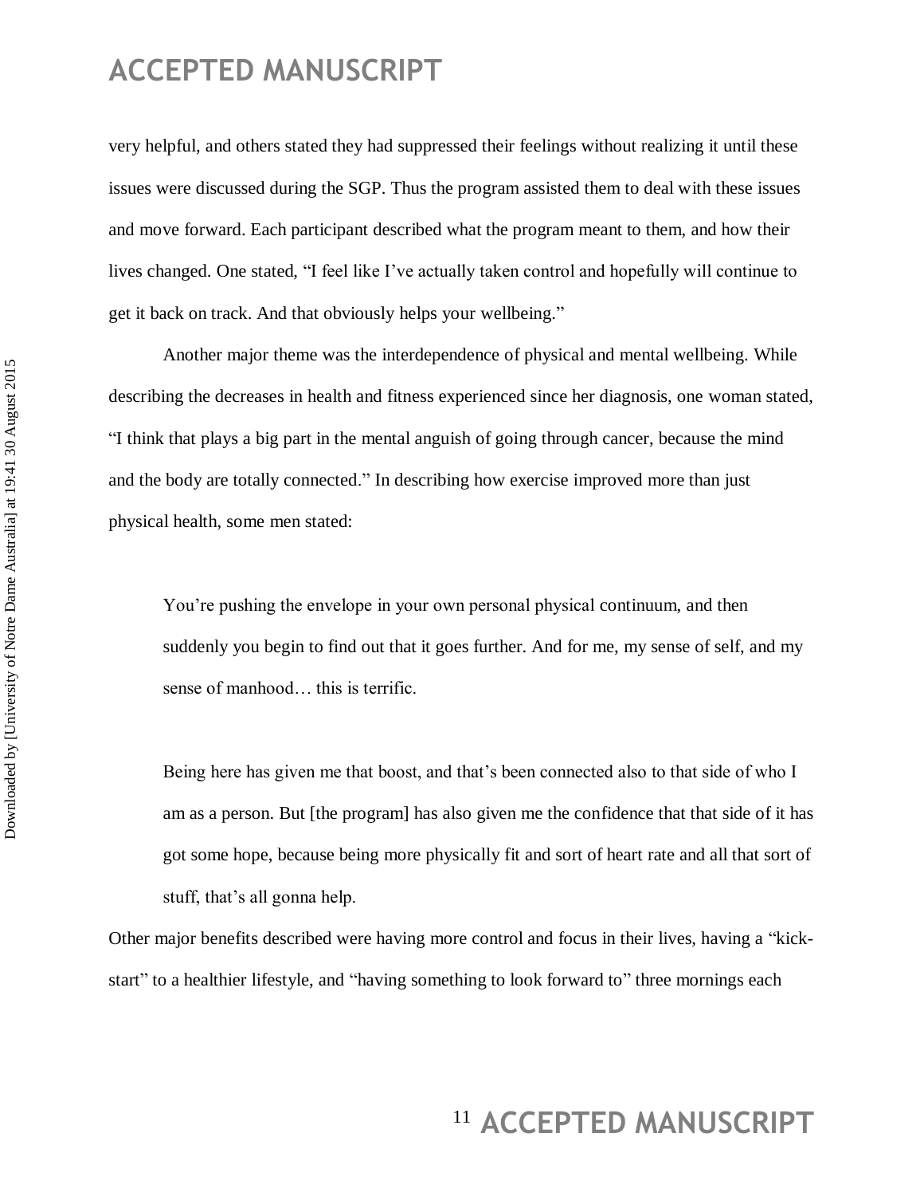very helpful, and others stated they had suppressed their feelings without realizing it until these issues were discussed during the SGP. Thus the program assisted them to deal with these issues and move forward. Each participant described what the program meant to them, and how their lives changed. One stated, "I feel like I've actually taken control and hopefully will continue to get it back on track. And that obviously helps your wellbeing."

Another major theme was the interdependence of physical and mental wellbeing. While describing the decreases in health and fitness experienced since her diagnosis, one woman stated, "I think that plays a big part in the mental anguish of going through cancer, because the mind and the body are totally connected." In describing how exercise improved more than just physical health, some men stated:

> You're pushing the envelope in your own personal physical continuum, and then suddenly you begin to find out that it goes further. And for me, my sense of self, and my sense of manhood… this is terrific.

> Being here has given me that boost, and that's been connected also to that side of who I am as a person. But [the program] has also given me the confidence that that side of it has got some hope, because being more physically fit and sort of heart rate and all that sort of stuff, that's all gonna help.

Other major benefits described were having more control and focus in their lives, having a "kick-start" to a healthier lifestyle, and "having something to look forward to" three mornings each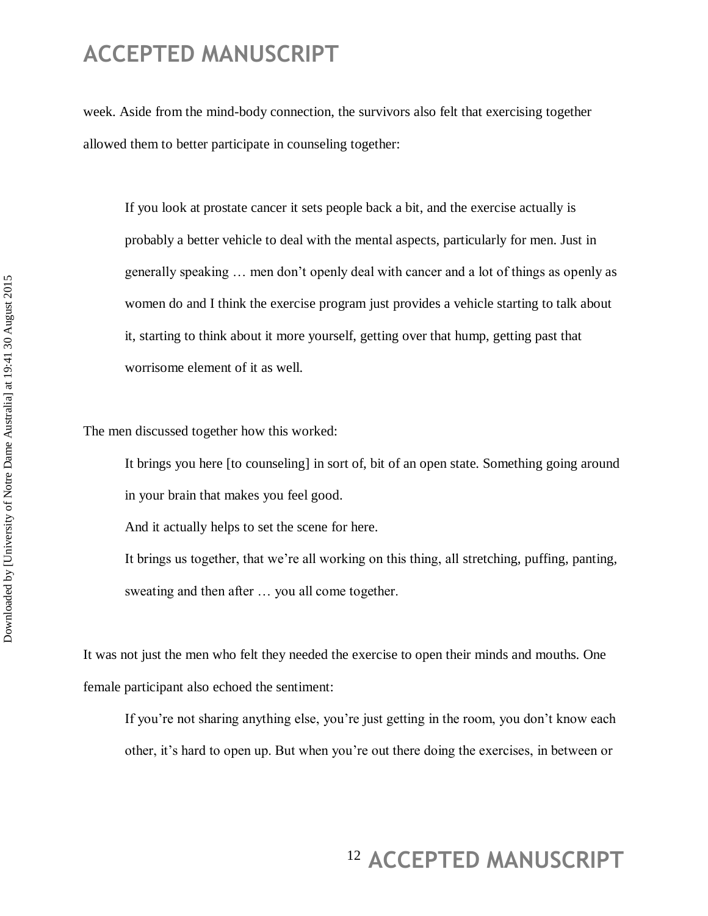week. Aside from the mind-body connection, the survivors also felt that exercising together allowed them to better participate in counseling together:

> If you look at prostate cancer it sets people back a bit, and the exercise actually is probably a better vehicle to deal with the mental aspects, particularly for men. Just in generally speaking … men don't openly deal with cancer and a lot of things as openly as women do and I think the exercise program just provides a vehicle starting to talk about it, starting to think about it more yourself, getting over that hump, getting past that worrisome element of it as well.

The men discussed together how this worked:

> It brings you here [to counseling] in sort of, bit of an open state. Something going around in your brain that makes you feel good.
>
> And it actually helps to set the scene for here.
>
> It brings us together, that we're all working on this thing, all stretching, puffing, panting, sweating and then after … you all come together.

It was not just the men who felt they needed the exercise to open their minds and mouths. One female participant also echoed the sentiment:

> If you're not sharing anything else, you're just getting in the room, you don't know each other, it's hard to open up. But when you're out there doing the exercises, in between or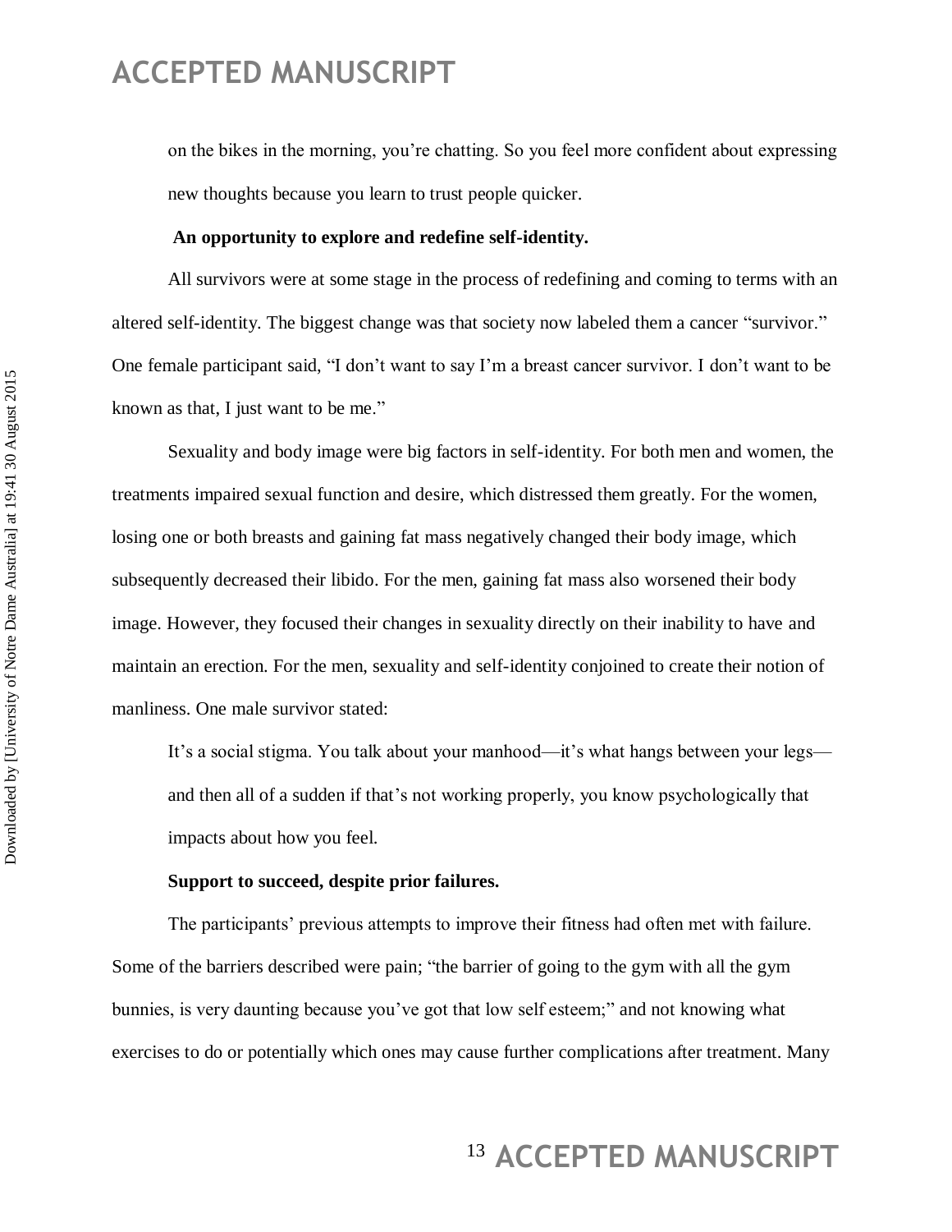on the bikes in the morning, you're chatting. So you feel more confident about expressing new thoughts because you learn to trust people quicker.

**An opportunity to explore and redefine self-identity.**

All survivors were at some stage in the process of redefining and coming to terms with an altered self-identity. The biggest change was that society now labeled them a cancer "survivor." One female participant said, "I don't want to say I'm a breast cancer survivor. I don't want to be known as that, I just want to be me."

Sexuality and body image were big factors in self-identity. For both men and women, the treatments impaired sexual function and desire, which distressed them greatly. For the women, losing one or both breasts and gaining fat mass negatively changed their body image, which subsequently decreased their libido. For the men, gaining fat mass also worsened their body image. However, they focused their changes in sexuality directly on their inability to have and maintain an erection. For the men, sexuality and self-identity conjoined to create their notion of manliness. One male survivor stated:

> It's a social stigma. You talk about your manhood—it's what hangs between your legs—and then all of a sudden if that's not working properly, you know psychologically that impacts about how you feel.

**Support to succeed, despite prior failures.**

The participants' previous attempts to improve their fitness had often met with failure. Some of the barriers described were pain; "the barrier of going to the gym with all the gym bunnies, is very daunting because you've got that low self esteem;" and not knowing what exercises to do or potentially which ones may cause further complications after treatment. Many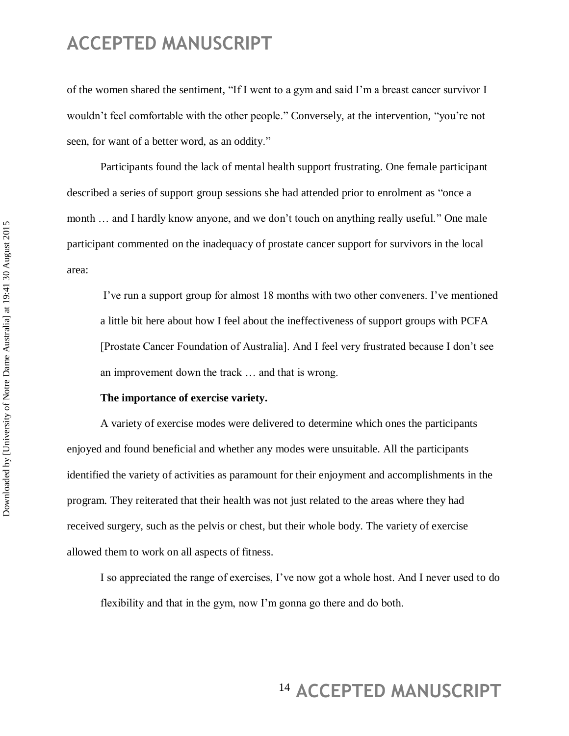of the women shared the sentiment, "If I went to a gym and said I'm a breast cancer survivor I wouldn't feel comfortable with the other people." Conversely, at the intervention, "you're not seen, for want of a better word, as an oddity."

Participants found the lack of mental health support frustrating. One female participant described a series of support group sessions she had attended prior to enrolment as "once a month … and I hardly know anyone, and we don't touch on anything really useful." One male participant commented on the inadequacy of prostate cancer support for survivors in the local area:

> I've run a support group for almost 18 months with two other conveners. I've mentioned a little bit here about how I feel about the ineffectiveness of support groups with PCFA [Prostate Cancer Foundation of Australia]. And I feel very frustrated because I don't see an improvement down the track … and that is wrong.

**The importance of exercise variety.**

A variety of exercise modes were delivered to determine which ones the participants enjoyed and found beneficial and whether any modes were unsuitable. All the participants identified the variety of activities as paramount for their enjoyment and accomplishments in the program. They reiterated that their health was not just related to the areas where they had received surgery, such as the pelvis or chest, but their whole body. The variety of exercise allowed them to work on all aspects of fitness.

> I so appreciated the range of exercises, I've now got a whole host. And I never used to do flexibility and that in the gym, now I'm gonna go there and do both.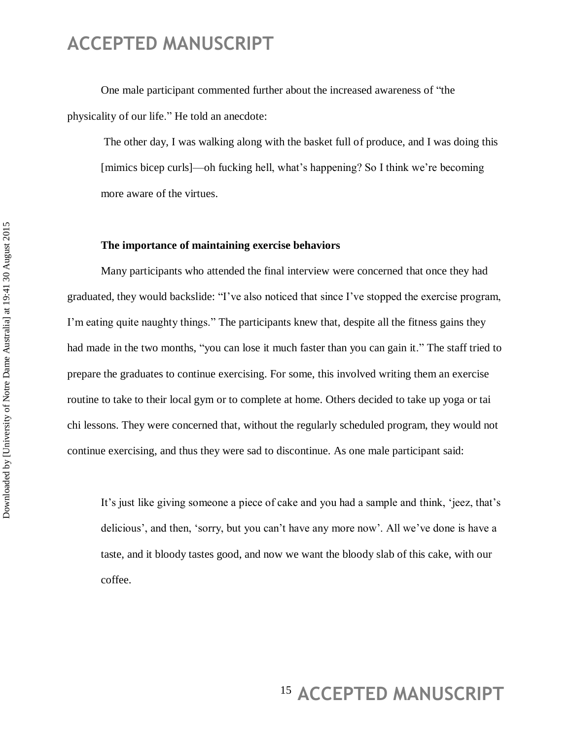One male participant commented further about the increased awareness of "the physicality of our life." He told an anecdote:

> The other day, I was walking along with the basket full of produce, and I was doing this [mimics bicep curls]—oh fucking hell, what's happening? So I think we're becoming more aware of the virtues.

**The importance of maintaining exercise behaviors**

Many participants who attended the final interview were concerned that once they had graduated, they would backslide: "I've also noticed that since I've stopped the exercise program, I'm eating quite naughty things." The participants knew that, despite all the fitness gains they had made in the two months, "you can lose it much faster than you can gain it." The staff tried to prepare the graduates to continue exercising. For some, this involved writing them an exercise routine to take to their local gym or to complete at home. Others decided to take up yoga or tai chi lessons. They were concerned that, without the regularly scheduled program, they would not continue exercising, and thus they were sad to discontinue. As one male participant said:

> It's just like giving someone a piece of cake and you had a sample and think, 'jeez, that's delicious', and then, 'sorry, but you can't have any more now'. All we've done is have a taste, and it bloody tastes good, and now we want the bloody slab of this cake, with our coffee.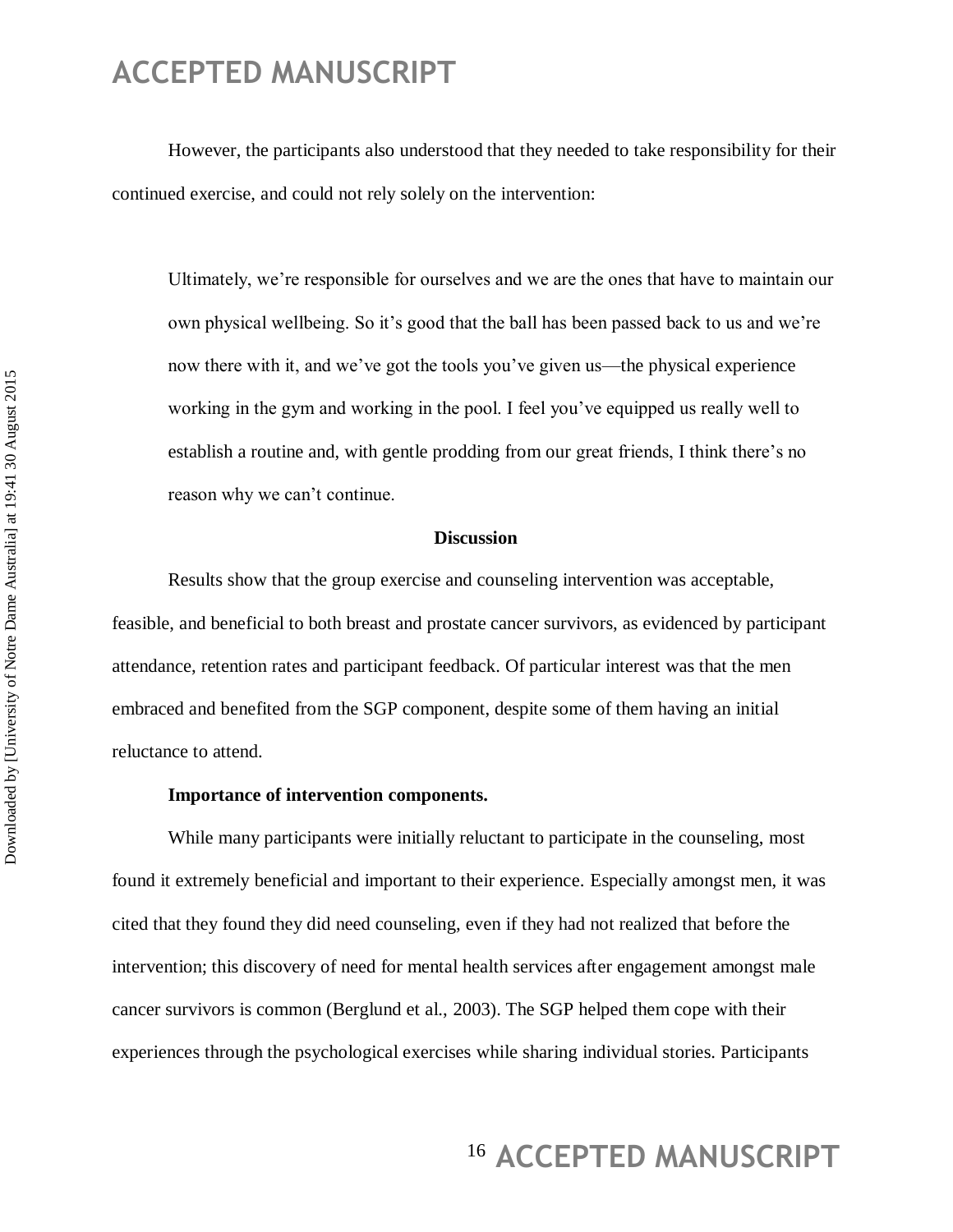However, the participants also understood that they needed to take responsibility for their continued exercise, and could not rely solely on the intervention:

> Ultimately, we're responsible for ourselves and we are the ones that have to maintain our own physical wellbeing. So it's good that the ball has been passed back to us and we're now there with it, and we've got the tools you've given us—the physical experience working in the gym and working in the pool. I feel you've equipped us really well to establish a routine and, with gentle prodding from our great friends, I think there's no reason why we can't continue.

## Discussion

Results show that the group exercise and counseling intervention was acceptable, feasible, and beneficial to both breast and prostate cancer survivors, as evidenced by participant attendance, retention rates and participant feedback. Of particular interest was that the men embraced and benefited from the SGP component, despite some of them having an initial reluctance to attend.

### Importance of intervention components.

While many participants were initially reluctant to participate in the counseling, most found it extremely beneficial and important to their experience. Especially amongst men, it was cited that they found they did need counseling, even if they had not realized that before the intervention; this discovery of need for mental health services after engagement amongst male cancer survivors is common (Berglund et al., 2003). The SGP helped them cope with their experiences through the psychological exercises while sharing individual stories. Participants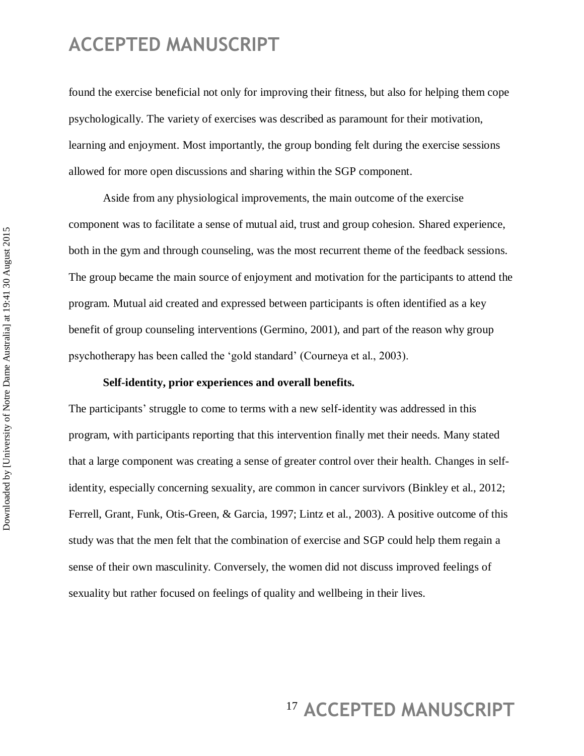found the exercise beneficial not only for improving their fitness, but also for helping them cope psychologically. The variety of exercises was described as paramount for their motivation, learning and enjoyment. Most importantly, the group bonding felt during the exercise sessions allowed for more open discussions and sharing within the SGP component.

Aside from any physiological improvements, the main outcome of the exercise component was to facilitate a sense of mutual aid, trust and group cohesion. Shared experience, both in the gym and through counseling, was the most recurrent theme of the feedback sessions. The group became the main source of enjoyment and motivation for the participants to attend the program. Mutual aid created and expressed between participants is often identified as a key benefit of group counseling interventions (Germino, 2001), and part of the reason why group psychotherapy has been called the 'gold standard' (Courneya et al., 2003).

**Self-identity, prior experiences and overall benefits.**

The participants' struggle to come to terms with a new self-identity was addressed in this program, with participants reporting that this intervention finally met their needs. Many stated that a large component was creating a sense of greater control over their health. Changes in self-identity, especially concerning sexuality, are common in cancer survivors (Binkley et al., 2012; Ferrell, Grant, Funk, Otis-Green, & Garcia, 1997; Lintz et al., 2003). A positive outcome of this study was that the men felt that the combination of exercise and SGP could help them regain a sense of their own masculinity. Conversely, the women did not discuss improved feelings of sexuality but rather focused on feelings of quality and wellbeing in their lives.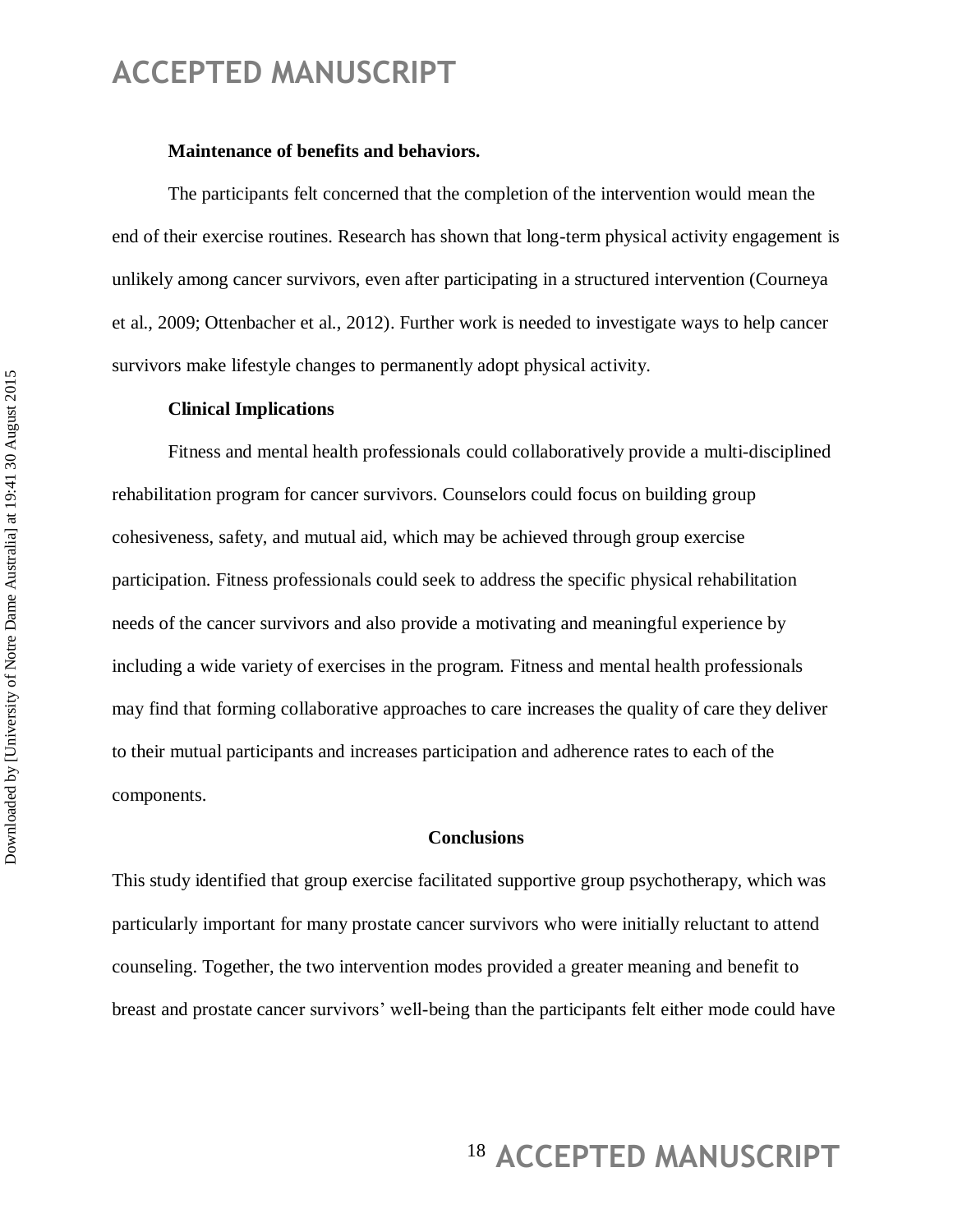**Maintenance of benefits and behaviors.**

The participants felt concerned that the completion of the intervention would mean the end of their exercise routines. Research has shown that long-term physical activity engagement is unlikely among cancer survivors, even after participating in a structured intervention (Courneya et al., 2009; Ottenbacher et al., 2012). Further work is needed to investigate ways to help cancer survivors make lifestyle changes to permanently adopt physical activity.

### Clinical Implications

Fitness and mental health professionals could collaboratively provide a multi-disciplined rehabilitation program for cancer survivors. Counselors could focus on building group cohesiveness, safety, and mutual aid, which may be achieved through group exercise participation. Fitness professionals could seek to address the specific physical rehabilitation needs of the cancer survivors and also provide a motivating and meaningful experience by including a wide variety of exercises in the program. Fitness and mental health professionals may find that forming collaborative approaches to care increases the quality of care they deliver to their mutual participants and increases participation and adherence rates to each of the components.

## Conclusions

This study identified that group exercise facilitated supportive group psychotherapy, which was particularly important for many prostate cancer survivors who were initially reluctant to attend counseling. Together, the two intervention modes provided a greater meaning and benefit to breast and prostate cancer survivors' well-being than the participants felt either mode could have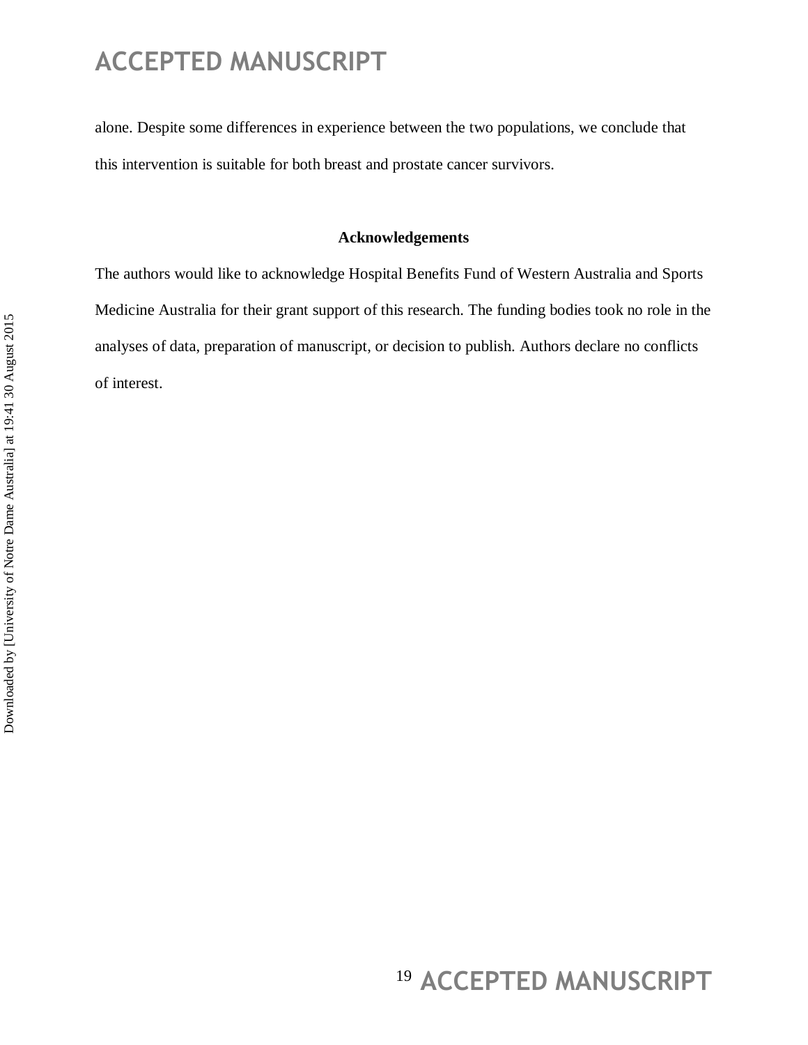alone. Despite some differences in experience between the two populations, we conclude that this intervention is suitable for both breast and prostate cancer survivors.

## Acknowledgements

The authors would like to acknowledge Hospital Benefits Fund of Western Australia and Sports Medicine Australia for their grant support of this research. The funding bodies took no role in the analyses of data, preparation of manuscript, or decision to publish. Authors declare no conflicts of interest.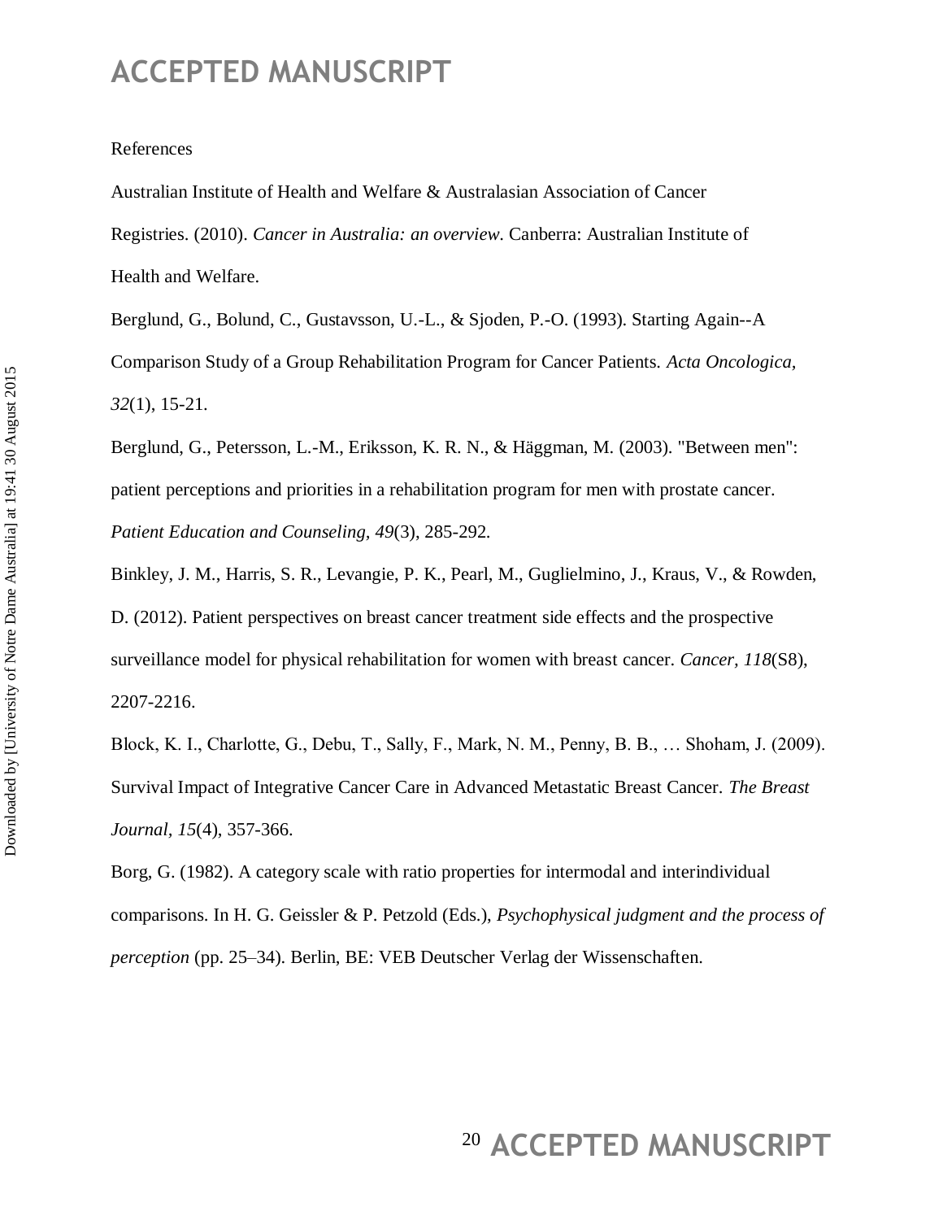References

Australian Institute of Health and Welfare & Australasian Association of Cancer Registries. (2010). *Cancer in Australia: an overview*. Canberra: Australian Institute of Health and Welfare.

Berglund, G., Bolund, C., Gustavsson, U.-L., & Sjoden, P.-O. (1993). Starting Again--A Comparison Study of a Group Rehabilitation Program for Cancer Patients. *Acta Oncologica, 32*(1), 15-21.

Berglund, G., Petersson, L.-M., Eriksson, K. R. N., & Häggman, M. (2003). "Between men": patient perceptions and priorities in a rehabilitation program for men with prostate cancer. *Patient Education and Counseling, 49*(3), 285-292.

Binkley, J. M., Harris, S. R., Levangie, P. K., Pearl, M., Guglielmino, J., Kraus, V., & Rowden, D. (2012). Patient perspectives on breast cancer treatment side effects and the prospective surveillance model for physical rehabilitation for women with breast cancer. *Cancer, 118*(S8), 2207-2216.

Block, K. I., Charlotte, G., Debu, T., Sally, F., Mark, N. M., Penny, B. B., … Shoham, J. (2009). Survival Impact of Integrative Cancer Care in Advanced Metastatic Breast Cancer. *The Breast Journal, 15*(4), 357-366.

Borg, G. (1982). A category scale with ratio properties for intermodal and interindividual comparisons. In H. G. Geissler & P. Petzold (Eds.), *Psychophysical judgment and the process of perception* (pp. 25–34). Berlin, BE: VEB Deutscher Verlag der Wissenschaften.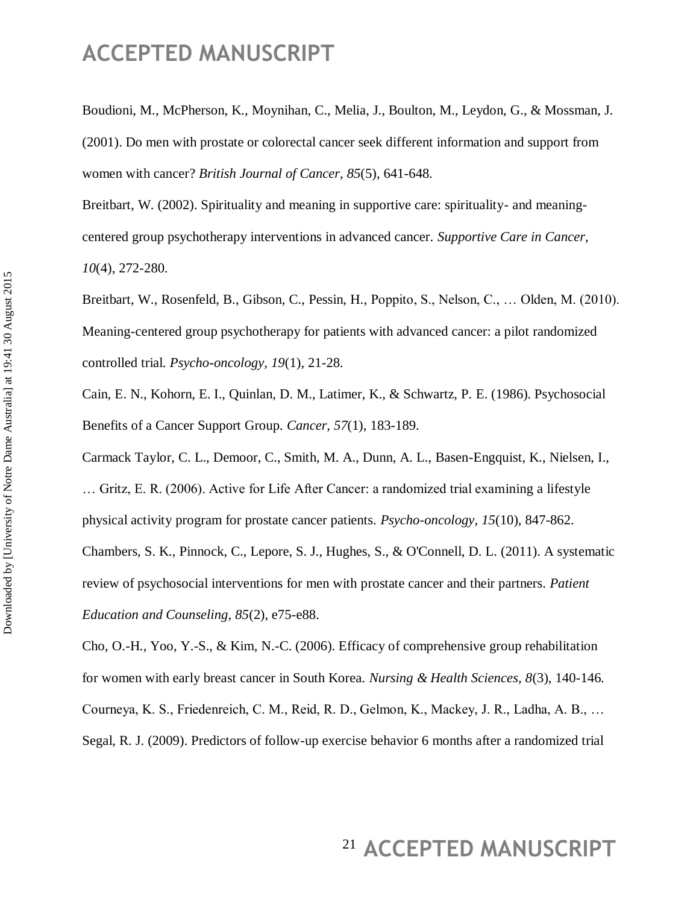Boudioni, M., McPherson, K., Moynihan, C., Melia, J., Boulton, M., Leydon, G., & Mossman, J. (2001). Do men with prostate or colorectal cancer seek different information and support from women with cancer? *British Journal of Cancer, 85*(5), 641-648.

Breitbart, W. (2002). Spirituality and meaning in supportive care: spirituality- and meaning-centered group psychotherapy interventions in advanced cancer. *Supportive Care in Cancer, 10*(4), 272-280.

Breitbart, W., Rosenfeld, B., Gibson, C., Pessin, H., Poppito, S., Nelson, C., … Olden, M. (2010). Meaning-centered group psychotherapy for patients with advanced cancer: a pilot randomized controlled trial. *Psycho-oncology, 19*(1), 21-28.

Cain, E. N., Kohorn, E. I., Quinlan, D. M., Latimer, K., & Schwartz, P. E. (1986). Psychosocial Benefits of a Cancer Support Group. *Cancer, 57*(1), 183-189.

Carmack Taylor, C. L., Demoor, C., Smith, M. A., Dunn, A. L., Basen-Engquist, K., Nielsen, I., … Gritz, E. R. (2006). Active for Life After Cancer: a randomized trial examining a lifestyle physical activity program for prostate cancer patients. *Psycho-oncology, 15*(10), 847-862.

Chambers, S. K., Pinnock, C., Lepore, S. J., Hughes, S., & O'Connell, D. L. (2011). A systematic review of psychosocial interventions for men with prostate cancer and their partners. *Patient Education and Counseling, 85*(2), e75-e88.

Cho, O.-H., Yoo, Y.-S., & Kim, N.-C. (2006). Efficacy of comprehensive group rehabilitation for women with early breast cancer in South Korea. *Nursing & Health Sciences, 8*(3), 140-146.

Courneya, K. S., Friedenreich, C. M., Reid, R. D., Gelmon, K., Mackey, J. R., Ladha, A. B., … Segal, R. J. (2009). Predictors of follow-up exercise behavior 6 months after a randomized trial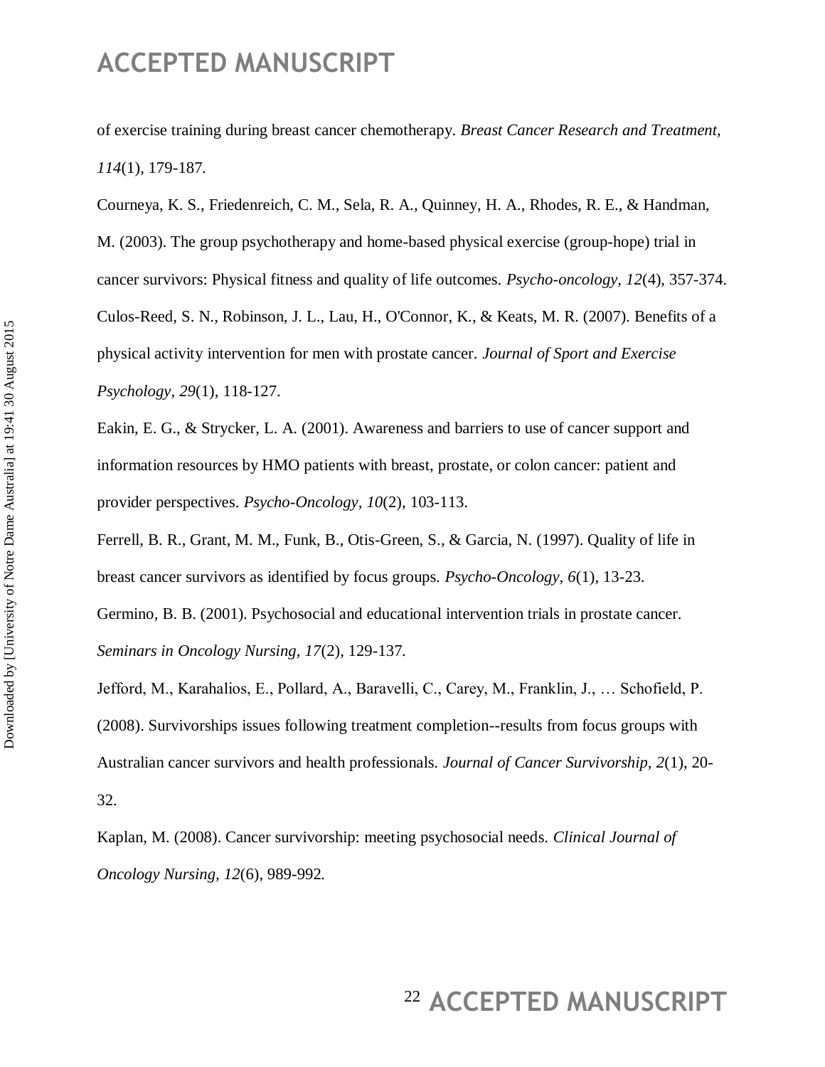of exercise training during breast cancer chemotherapy. *Breast Cancer Research and Treatment, 114*(1), 179-187.

Courneya, K. S., Friedenreich, C. M., Sela, R. A., Quinney, H. A., Rhodes, R. E., & Handman, M. (2003). The group psychotherapy and home-based physical exercise (group-hope) trial in cancer survivors: Physical fitness and quality of life outcomes. *Psycho-oncology, 12*(4), 357-374.

Culos-Reed, S. N., Robinson, J. L., Lau, H., O'Connor, K., & Keats, M. R. (2007). Benefits of a physical activity intervention for men with prostate cancer. *Journal of Sport and Exercise Psychology, 29*(1), 118-127.

Eakin, E. G., & Strycker, L. A. (2001). Awareness and barriers to use of cancer support and information resources by HMO patients with breast, prostate, or colon cancer: patient and provider perspectives. *Psycho-Oncology, 10*(2), 103-113.

Ferrell, B. R., Grant, M. M., Funk, B., Otis-Green, S., & Garcia, N. (1997). Quality of life in breast cancer survivors as identified by focus groups. *Psycho-Oncology, 6*(1), 13-23.

Germino, B. B. (2001). Psychosocial and educational intervention trials in prostate cancer. *Seminars in Oncology Nursing, 17*(2), 129-137.

Jefford, M., Karahalios, E., Pollard, A., Baravelli, C., Carey, M., Franklin, J., … Schofield, P. (2008). Survivorships issues following treatment completion--results from focus groups with Australian cancer survivors and health professionals. *Journal of Cancer Survivorship, 2*(1), 20-32.

Kaplan, M. (2008). Cancer survivorship: meeting psychosocial needs. *Clinical Journal of Oncology Nursing, 12*(6), 989-992.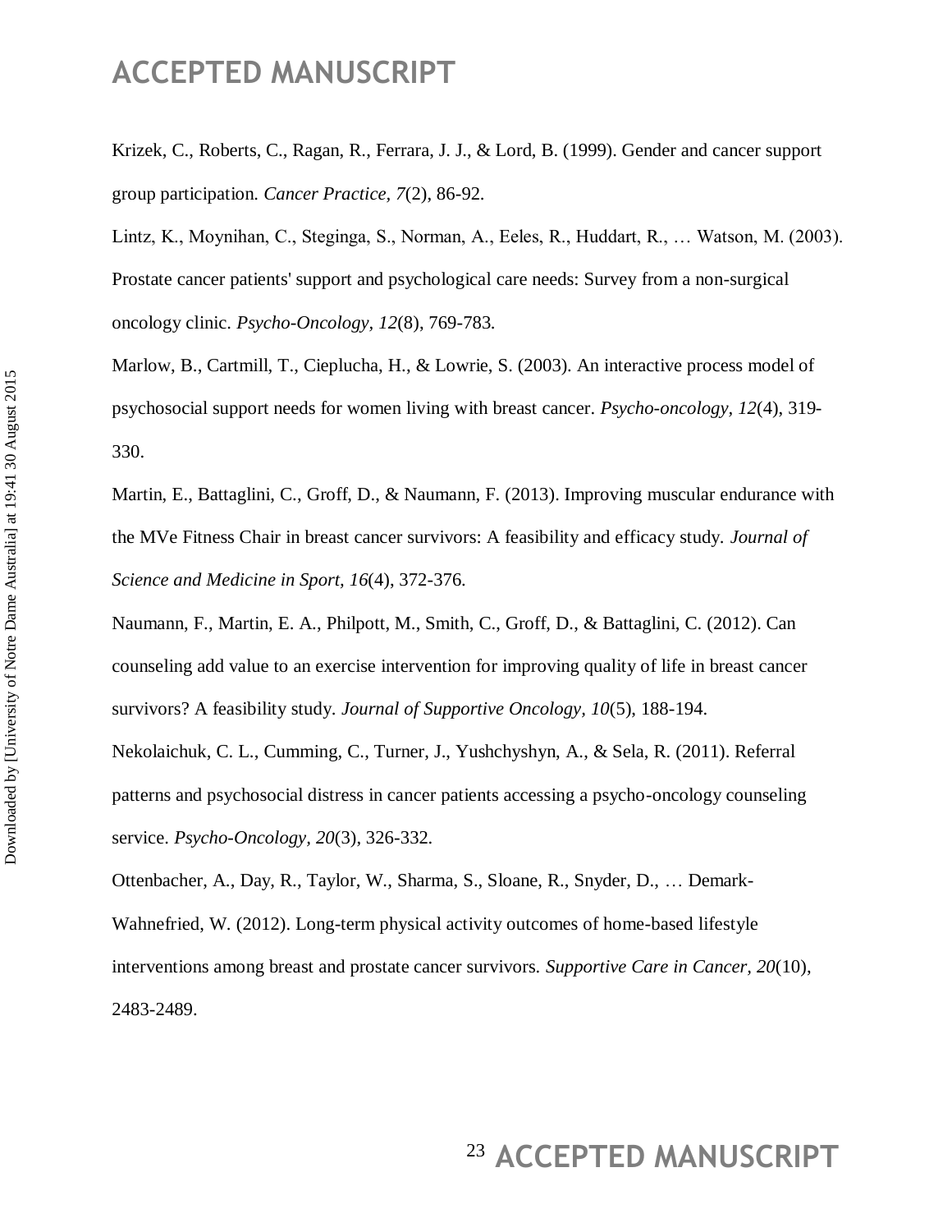Krizek, C., Roberts, C., Ragan, R., Ferrara, J. J., & Lord, B. (1999). Gender and cancer support group participation. *Cancer Practice, 7*(2), 86-92.

Lintz, K., Moynihan, C., Steginga, S., Norman, A., Eeles, R., Huddart, R., … Watson, M. (2003). Prostate cancer patients' support and psychological care needs: Survey from a non-surgical oncology clinic. *Psycho-Oncology, 12*(8), 769-783.

Marlow, B., Cartmill, T., Cieplucha, H., & Lowrie, S. (2003). An interactive process model of psychosocial support needs for women living with breast cancer. *Psycho-oncology, 12*(4), 319-330.

Martin, E., Battaglini, C., Groff, D., & Naumann, F. (2013). Improving muscular endurance with the MVe Fitness Chair in breast cancer survivors: A feasibility and efficacy study. *Journal of Science and Medicine in Sport, 16*(4), 372-376.

Naumann, F., Martin, E. A., Philpott, M., Smith, C., Groff, D., & Battaglini, C. (2012). Can counseling add value to an exercise intervention for improving quality of life in breast cancer survivors? A feasibility study. *Journal of Supportive Oncology, 10*(5), 188-194.

Nekolaichuk, C. L., Cumming, C., Turner, J., Yushchyshyn, A., & Sela, R. (2011). Referral patterns and psychosocial distress in cancer patients accessing a psycho-oncology counseling service. *Psycho-Oncology, 20*(3), 326-332.

Ottenbacher, A., Day, R., Taylor, W., Sharma, S., Sloane, R., Snyder, D., … Demark-Wahnefried, W. (2012). Long-term physical activity outcomes of home-based lifestyle interventions among breast and prostate cancer survivors. *Supportive Care in Cancer, 20*(10), 2483-2489.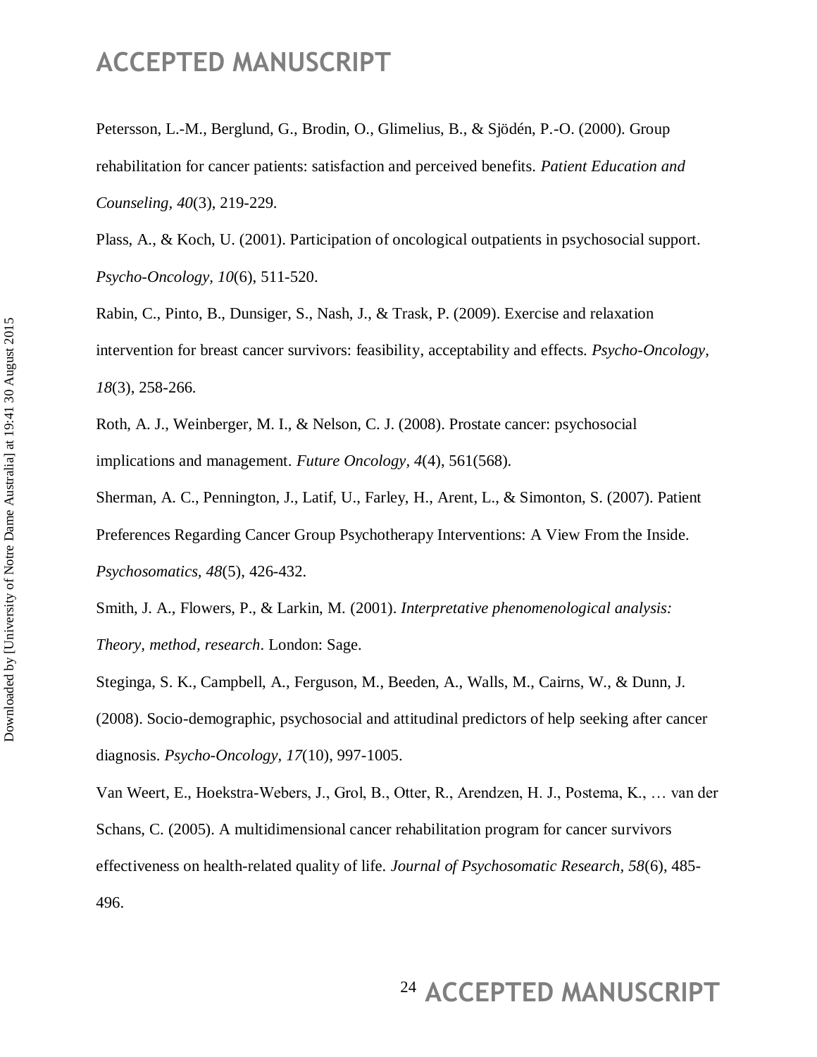Petersson, L.-M., Berglund, G., Brodin, O., Glimelius, B., & Sjödén, P.-O. (2000). Group rehabilitation for cancer patients: satisfaction and perceived benefits. *Patient Education and Counseling, 40*(3), 219-229.

Plass, A., & Koch, U. (2001). Participation of oncological outpatients in psychosocial support. *Psycho-Oncology, 10*(6), 511-520.

Rabin, C., Pinto, B., Dunsiger, S., Nash, J., & Trask, P. (2009). Exercise and relaxation intervention for breast cancer survivors: feasibility, acceptability and effects. *Psycho-Oncology, 18*(3), 258-266.

Roth, A. J., Weinberger, M. I., & Nelson, C. J. (2008). Prostate cancer: psychosocial implications and management. *Future Oncology, 4*(4), 561(568).

Sherman, A. C., Pennington, J., Latif, U., Farley, H., Arent, L., & Simonton, S. (2007). Patient Preferences Regarding Cancer Group Psychotherapy Interventions: A View From the Inside. *Psychosomatics, 48*(5), 426-432.

Smith, J. A., Flowers, P., & Larkin, M. (2001). *Interpretative phenomenological analysis: Theory, method, research*. London: Sage.

Steginga, S. K., Campbell, A., Ferguson, M., Beeden, A., Walls, M., Cairns, W., & Dunn, J. (2008). Socio-demographic, psychosocial and attitudinal predictors of help seeking after cancer diagnosis. *Psycho-Oncology, 17*(10), 997-1005.

Van Weert, E., Hoekstra-Webers, J., Grol, B., Otter, R., Arendzen, H. J., Postema, K., … van der Schans, C. (2005). A multidimensional cancer rehabilitation program for cancer survivors effectiveness on health-related quality of life. *Journal of Psychosomatic Research, 58*(6), 485-496.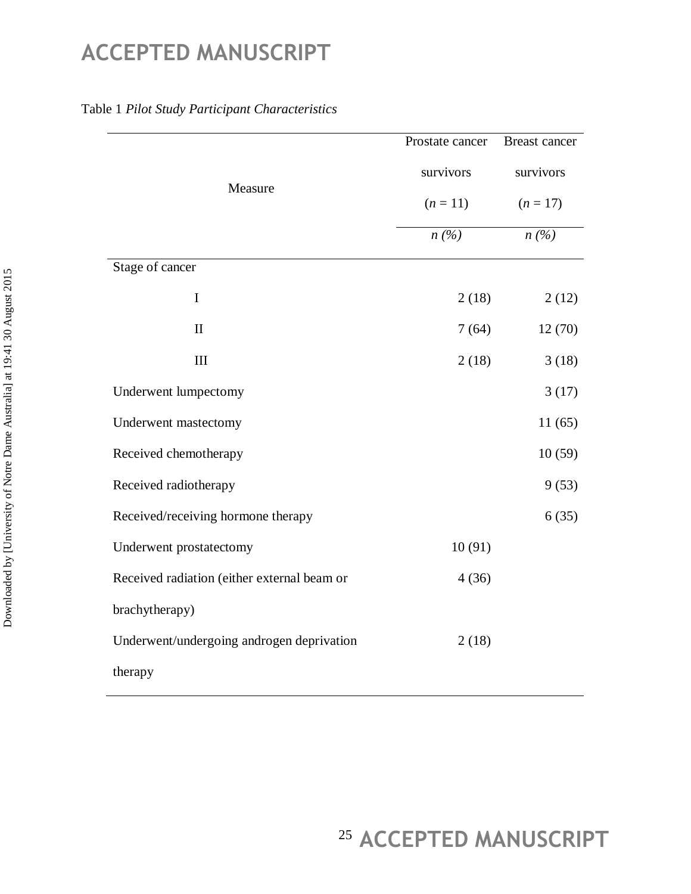Table 1 *Pilot Study Participant Characteristics*

| Measure | Prostate cancer survivors ($n$ = 11) | Breast cancer survivors ($n$ = 17) |
|---|---|---|
| | *n (%)* | *n (%)* |
| Stage of cancer | | |
| I | 2 (18) | 2 (12) |
| II | 7 (64) | 12 (70) |
| III | 2 (18) | 3 (18) |
| Underwent lumpectomy | | 3 (17) |
| Underwent mastectomy | | 11 (65) |
| Received chemotherapy | | 10 (59) |
| Received radiotherapy | | 9 (53) |
| Received/receiving hormone therapy | | 6 (35) |
| Underwent prostatectomy | 10 (91) | |
| Received radiation (either external beam or brachytherapy) | 4 (36) | |
| Underwent/undergoing androgen deprivation therapy | 2 (18) | |